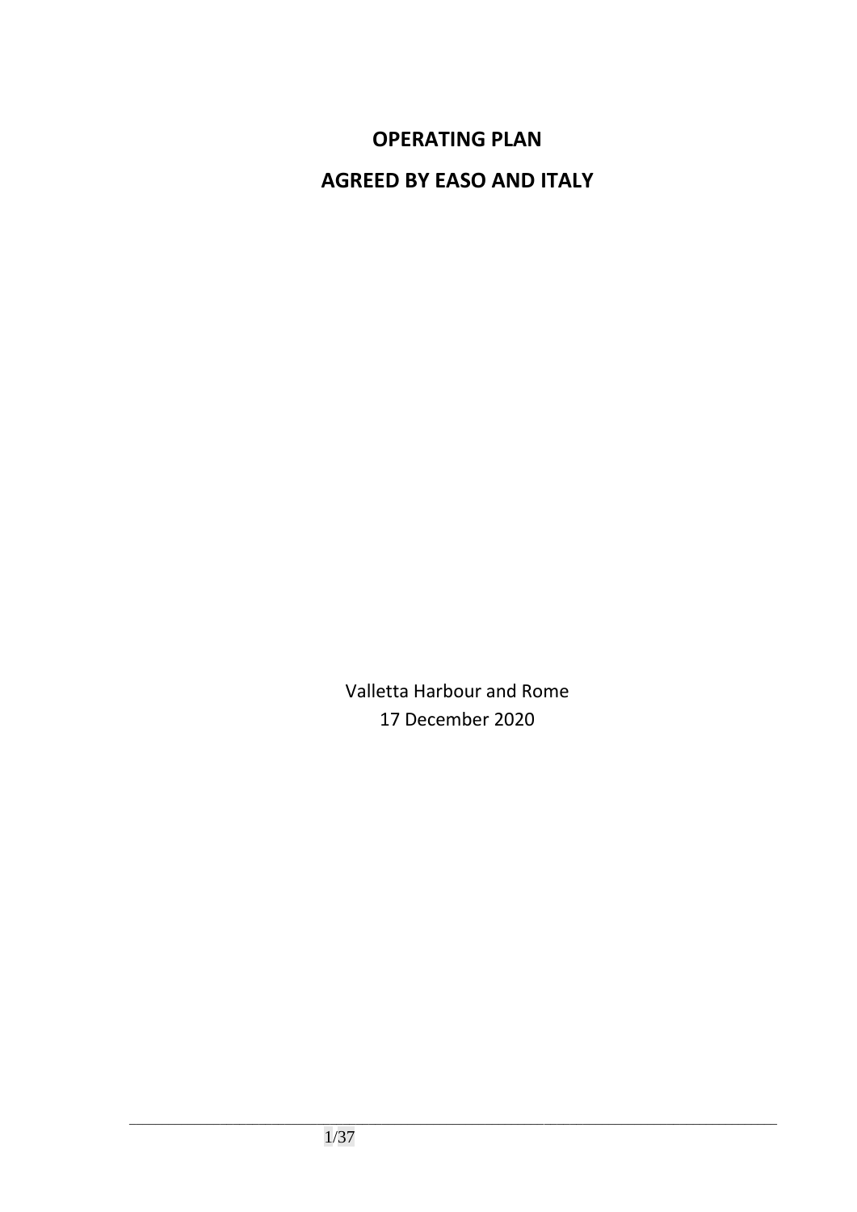# OPERATING PLAN

# AGREED BY EASO AND ITALY

Valletta Harbour and Rome
17 December 2020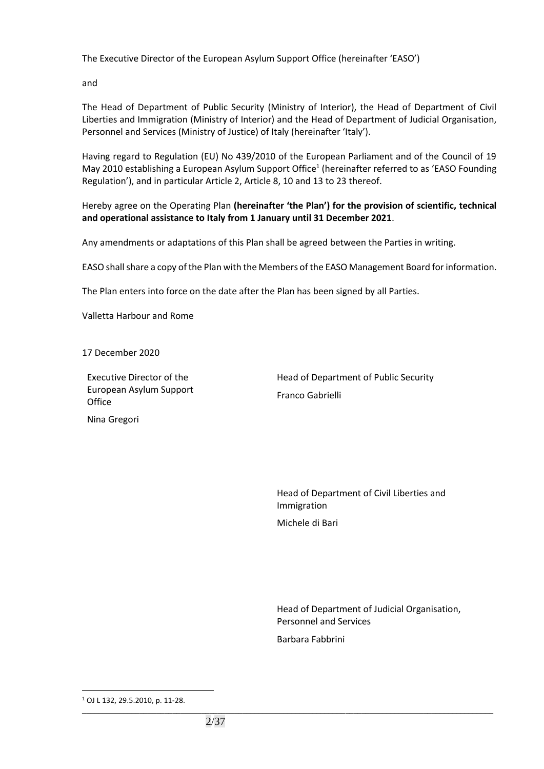The Executive Director of the European Asylum Support Office (hereinafter 'EASO')

and

The Head of Department of Public Security (Ministry of Interior), the Head of Department of Civil Liberties and Immigration (Ministry of Interior) and the Head of Department of Judicial Organisation, Personnel and Services (Ministry of Justice) of Italy (hereinafter 'Italy').

Having regard to Regulation (EU) No 439/2010 of the European Parliament and of the Council of 19 May 2010 establishing a European Asylum Support Office[1] (hereinafter referred to as 'EASO Founding Regulation'), and in particular Article 2, Article 8, 10 and 13 to 23 thereof.

Hereby agree on the Operating Plan **(hereinafter 'the Plan') for the provision of scientific, technical and operational assistance to Italy from 1 January until 31 December 2021**.

Any amendments or adaptations of this Plan shall be agreed between the Parties in writing.

EASO shall share a copy of the Plan with the Members of the EASO Management Board for information.

The Plan enters into force on the date after the Plan has been signed by all Parties.

Valletta Harbour and Rome

17 December 2020

Executive Director of the European Asylum Support Office

Nina Gregori

Head of Department of Public Security

Franco Gabrielli

Head of Department of Civil Liberties and Immigration

Michele di Bari

Head of Department of Judicial Organisation, Personnel and Services

Barbara Fabbrini

[1] OJ L 132, 29.5.2010, p. 11-28.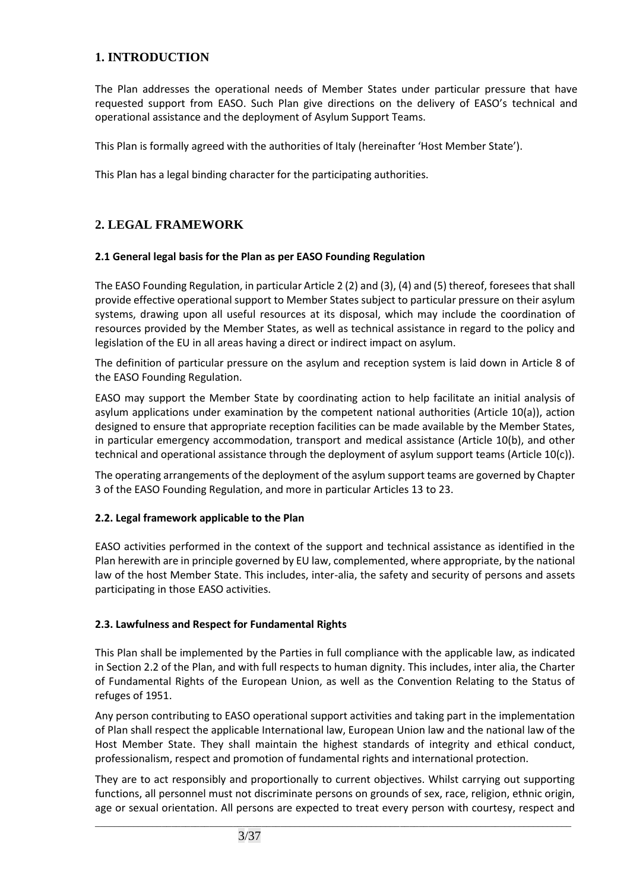## 1. INTRODUCTION

The Plan addresses the operational needs of Member States under particular pressure that have requested support from EASO. Such Plan give directions on the delivery of EASO's technical and operational assistance and the deployment of Asylum Support Teams.

This Plan is formally agreed with the authorities of Italy (hereinafter 'Host Member State').

This Plan has a legal binding character for the participating authorities.

## 2. LEGAL FRAMEWORK

### 2.1 General legal basis for the Plan as per EASO Founding Regulation

The EASO Founding Regulation, in particular Article 2 (2) and (3), (4) and (5) thereof, foresees that shall provide effective operational support to Member States subject to particular pressure on their asylum systems, drawing upon all useful resources at its disposal, which may include the coordination of resources provided by the Member States, as well as technical assistance in regard to the policy and legislation of the EU in all areas having a direct or indirect impact on asylum.

The definition of particular pressure on the asylum and reception system is laid down in Article 8 of the EASO Founding Regulation.

EASO may support the Member State by coordinating action to help facilitate an initial analysis of asylum applications under examination by the competent national authorities (Article 10(a)), action designed to ensure that appropriate reception facilities can be made available by the Member States, in particular emergency accommodation, transport and medical assistance (Article 10(b), and other technical and operational assistance through the deployment of asylum support teams (Article 10(c)).

The operating arrangements of the deployment of the asylum support teams are governed by Chapter 3 of the EASO Founding Regulation, and more in particular Articles 13 to 23.

### 2.2. Legal framework applicable to the Plan

EASO activities performed in the context of the support and technical assistance as identified in the Plan herewith are in principle governed by EU law, complemented, where appropriate, by the national law of the host Member State. This includes, inter-alia, the safety and security of persons and assets participating in those EASO activities.

### 2.3. Lawfulness and Respect for Fundamental Rights

This Plan shall be implemented by the Parties in full compliance with the applicable law, as indicated in Section 2.2 of the Plan, and with full respects to human dignity. This includes, inter alia, the Charter of Fundamental Rights of the European Union, as well as the Convention Relating to the Status of refuges of 1951.

Any person contributing to EASO operational support activities and taking part in the implementation of Plan shall respect the applicable International law, European Union law and the national law of the Host Member State. They shall maintain the highest standards of integrity and ethical conduct, professionalism, respect and promotion of fundamental rights and international protection.

They are to act responsibly and proportionally to current objectives. Whilst carrying out supporting functions, all personnel must not discriminate persons on grounds of sex, race, religion, ethnic origin, age or sexual orientation. All persons are expected to treat every person with courtesy, respect and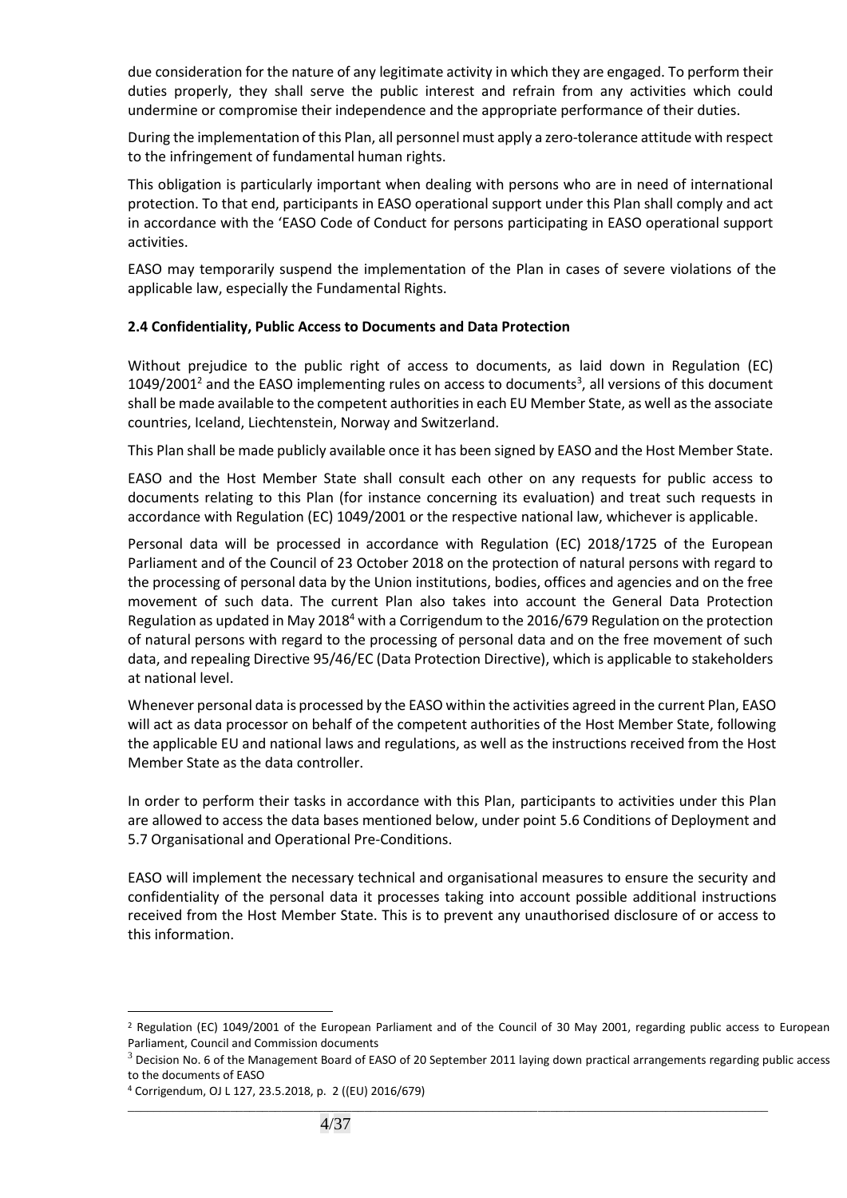due consideration for the nature of any legitimate activity in which they are engaged. To perform their duties properly, they shall serve the public interest and refrain from any activities which could undermine or compromise their independence and the appropriate performance of their duties.

During the implementation of this Plan, all personnel must apply a zero-tolerance attitude with respect to the infringement of fundamental human rights.

This obligation is particularly important when dealing with persons who are in need of international protection. To that end, participants in EASO operational support under this Plan shall comply and act in accordance with the 'EASO Code of Conduct for persons participating in EASO operational support activities.

EASO may temporarily suspend the implementation of the Plan in cases of severe violations of the applicable law, especially the Fundamental Rights.

**2.4 Confidentiality, Public Access to Documents and Data Protection**

Without prejudice to the public right of access to documents, as laid down in Regulation (EC) 1049/2001[2] and the EASO implementing rules on access to documents[3], all versions of this document shall be made available to the competent authorities in each EU Member State, as well as the associate countries, Iceland, Liechtenstein, Norway and Switzerland.

This Plan shall be made publicly available once it has been signed by EASO and the Host Member State.

EASO and the Host Member State shall consult each other on any requests for public access to documents relating to this Plan (for instance concerning its evaluation) and treat such requests in accordance with Regulation (EC) 1049/2001 or the respective national law, whichever is applicable.

Personal data will be processed in accordance with Regulation (EC) 2018/1725 of the European Parliament and of the Council of 23 October 2018 on the protection of natural persons with regard to the processing of personal data by the Union institutions, bodies, offices and agencies and on the free movement of such data. The current Plan also takes into account the General Data Protection Regulation as updated in May 2018[4] with a Corrigendum to the 2016/679 Regulation on the protection of natural persons with regard to the processing of personal data and on the free movement of such data, and repealing Directive 95/46/EC (Data Protection Directive), which is applicable to stakeholders at national level.

Whenever personal data is processed by the EASO within the activities agreed in the current Plan, EASO will act as data processor on behalf of the competent authorities of the Host Member State, following the applicable EU and national laws and regulations, as well as the instructions received from the Host Member State as the data controller.

In order to perform their tasks in accordance with this Plan, participants to activities under this Plan are allowed to access the data bases mentioned below, under point 5.6 Conditions of Deployment and 5.7 Organisational and Operational Pre-Conditions.

EASO will implement the necessary technical and organisational measures to ensure the security and confidentiality of the personal data it processes taking into account possible additional instructions received from the Host Member State. This is to prevent any unauthorised disclosure of or access to this information.

[2] Regulation (EC) 1049/2001 of the European Parliament and of the Council of 30 May 2001, regarding public access to European Parliament, Council and Commission documents

[3] Decision No. 6 of the Management Board of EASO of 20 September 2011 laying down practical arrangements regarding public access to the documents of EASO

[4] Corrigendum, OJ L 127, 23.5.2018, p. 2 ((EU) 2016/679)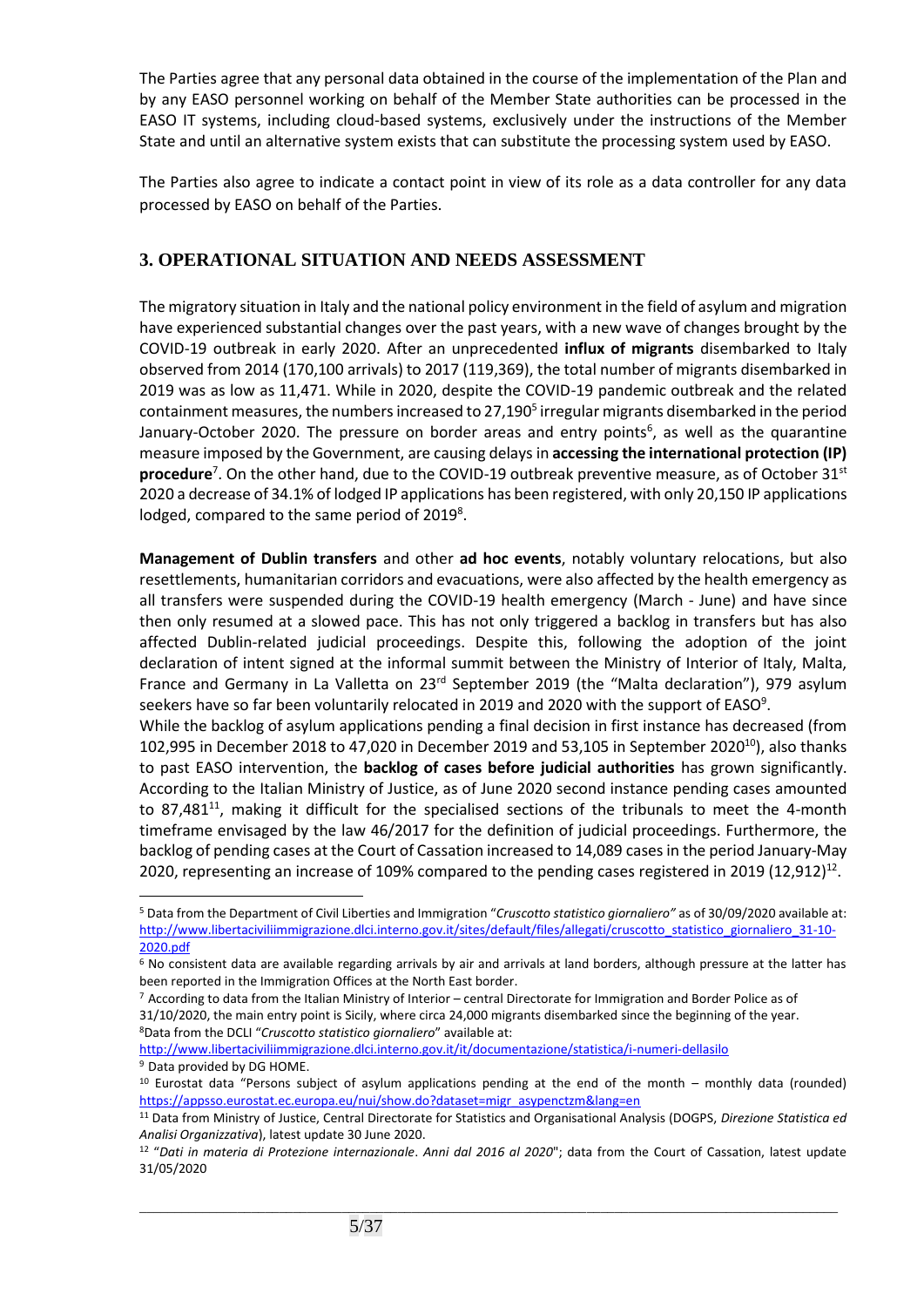The Parties agree that any personal data obtained in the course of the implementation of the Plan and by any EASO personnel working on behalf of the Member State authorities can be processed in the EASO IT systems, including cloud-based systems, exclusively under the instructions of the Member State and until an alternative system exists that can substitute the processing system used by EASO.

The Parties also agree to indicate a contact point in view of its role as a data controller for any data processed by EASO on behalf of the Parties.

## 3. OPERATIONAL SITUATION AND NEEDS ASSESSMENT

The migratory situation in Italy and the national policy environment in the field of asylum and migration have experienced substantial changes over the past years, with a new wave of changes brought by the COVID-19 outbreak in early 2020. After an unprecedented **influx of migrants** disembarked to Italy observed from 2014 (170,100 arrivals) to 2017 (119,369), the total number of migrants disembarked in 2019 was as low as 11,471. While in 2020, despite the COVID-19 pandemic outbreak and the related containment measures, the numbers increased to 27,190[5] irregular migrants disembarked in the period January-October 2020. The pressure on border areas and entry points[6], as well as the quarantine measure imposed by the Government, are causing delays in **accessing the international protection (IP) procedure**[7]. On the other hand, due to the COVID-19 outbreak preventive measure, as of October 31st 2020 a decrease of 34.1% of lodged IP applications has been registered, with only 20,150 IP applications lodged, compared to the same period of 2019[8].

**Management of Dublin transfers** and other **ad hoc events**, notably voluntary relocations, but also resettlements, humanitarian corridors and evacuations, were also affected by the health emergency as all transfers were suspended during the COVID-19 health emergency (March - June) and have since then only resumed at a slowed pace. This has not only triggered a backlog in transfers but has also affected Dublin-related judicial proceedings. Despite this, following the adoption of the joint declaration of intent signed at the informal summit between the Ministry of Interior of Italy, Malta, France and Germany in La Valletta on 23rd September 2019 (the "Malta declaration"), 979 asylum seekers have so far been voluntarily relocated in 2019 and 2020 with the support of EASO[9].

While the backlog of asylum applications pending a final decision in first instance has decreased (from 102,995 in December 2018 to 47,020 in December 2019 and 53,105 in September 2020[10]), also thanks to past EASO intervention, the **backlog of cases before judicial authorities** has grown significantly. According to the Italian Ministry of Justice, as of June 2020 second instance pending cases amounted to 87,481[11], making it difficult for the specialised sections of the tribunals to meet the 4-month timeframe envisaged by the law 46/2017 for the definition of judicial proceedings. Furthermore, the backlog of pending cases at the Court of Cassation increased to 14,089 cases in the period January-May 2020, representing an increase of 109% compared to the pending cases registered in 2019 (12,912)[12].

---

[5] Data from the Department of Civil Liberties and Immigration "*Cruscotto statistico giornaliero"* as of 30/09/2020 available at: http://www.libertaciviliimmigrazione.dlci.interno.gov.it/sites/default/files/allegati/cruscotto_statistico_giornaliero_31-10-2020.pdf

[6] No consistent data are available regarding arrivals by air and arrivals at land borders, although pressure at the latter has been reported in the Immigration Offices at the North East border.

[7] According to data from the Italian Ministry of Interior – central Directorate for Immigration and Border Police as of 31/10/2020, the main entry point is Sicily, where circa 24,000 migrants disembarked since the beginning of the year.

[8] Data from the DCLI "*Cruscotto statistico giornaliero*" available at: http://www.libertaciviliimmigrazione.dlci.interno.gov.it/it/documentazione/statistica/i-numeri-dellasilo

[9] Data provided by DG HOME.

[10] Eurostat data "Persons subject of asylum applications pending at the end of the month – monthly data (rounded) https://appsso.eurostat.ec.europa.eu/nui/show.do?dataset=migr_asypenctzm&lang=en

[11] Data from Ministry of Justice, Central Directorate for Statistics and Organisational Analysis (DOGPS, *Direzione Statistica ed Analisi Organizzativa*), latest update 30 June 2020.

[12] "*Dati in materia di Protezione internazionale. Anni dal 2016 al 2020*"; data from the Court of Cassation, latest update 31/05/2020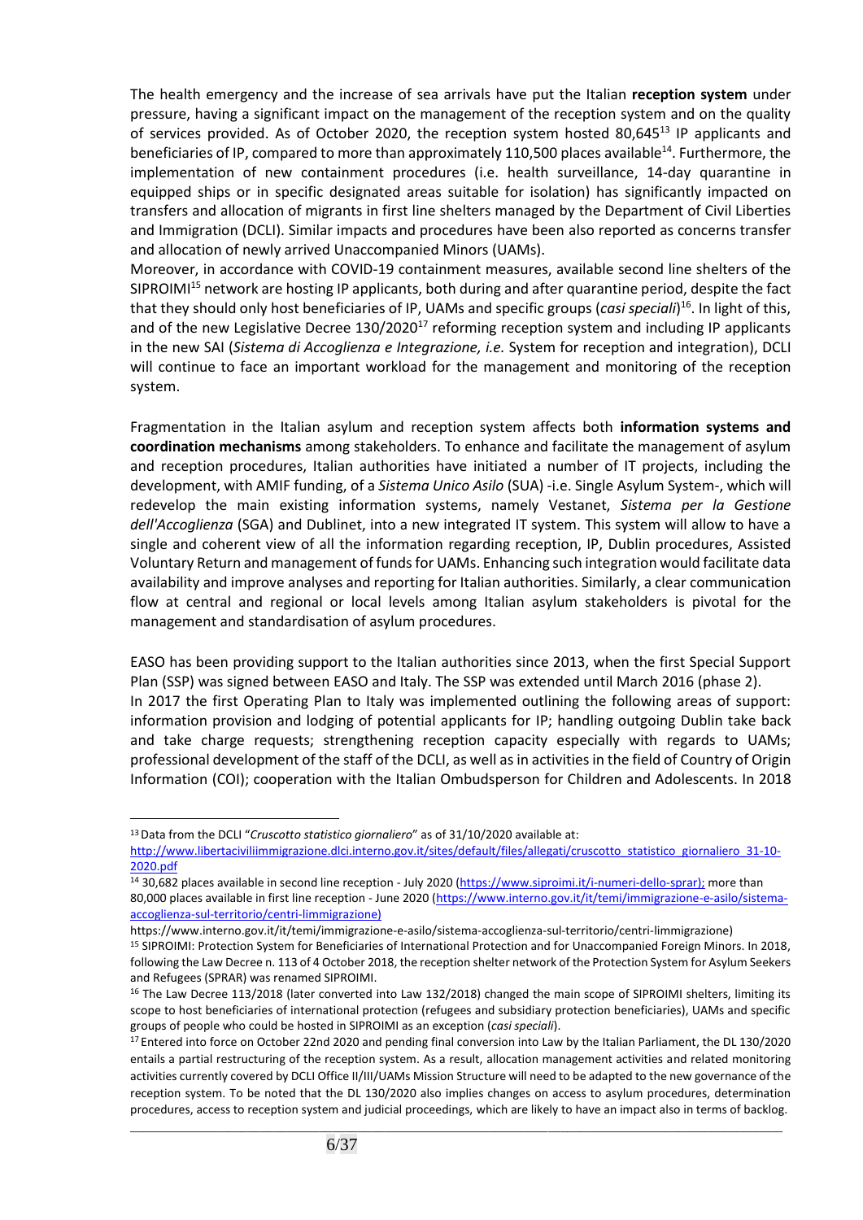The health emergency and the increase of sea arrivals have put the Italian **reception system** under pressure, having a significant impact on the management of the reception system and on the quality of services provided. As of October 2020, the reception system hosted 80,645[13] IP applicants and beneficiaries of IP, compared to more than approximately 110,500 places available[14]. Furthermore, the implementation of new containment procedures (i.e. health surveillance, 14-day quarantine in equipped ships or in specific designated areas suitable for isolation) has significantly impacted on transfers and allocation of migrants in first line shelters managed by the Department of Civil Liberties and Immigration (DCLI). Similar impacts and procedures have been also reported as concerns transfer and allocation of newly arrived Unaccompanied Minors (UAMs).

Moreover, in accordance with COVID-19 containment measures, available second line shelters of the SIPROIMI[15] network are hosting IP applicants, both during and after quarantine period, despite the fact that they should only host beneficiaries of IP, UAMs and specific groups (*casi speciali*)[16]. In light of this, and of the new Legislative Decree 130/2020[17] reforming reception system and including IP applicants in the new SAI (*Sistema di Accoglienza e Integrazione, i.e.* System for reception and integration), DCLI will continue to face an important workload for the management and monitoring of the reception system.

Fragmentation in the Italian asylum and reception system affects both **information systems and coordination mechanisms** among stakeholders. To enhance and facilitate the management of asylum and reception procedures, Italian authorities have initiated a number of IT projects, including the development, with AMIF funding, of a *Sistema Unico Asilo* (SUA) -i.e. Single Asylum System-, which will redevelop the main existing information systems, namely Vestanet, *Sistema per la Gestione dell'Accoglienza* (SGA) and Dublinet, into a new integrated IT system. This system will allow to have a single and coherent view of all the information regarding reception, IP, Dublin procedures, Assisted Voluntary Return and management of funds for UAMs. Enhancing such integration would facilitate data availability and improve analyses and reporting for Italian authorities. Similarly, a clear communication flow at central and regional or local levels among Italian asylum stakeholders is pivotal for the management and standardisation of asylum procedures.

EASO has been providing support to the Italian authorities since 2013, when the first Special Support Plan (SSP) was signed between EASO and Italy. The SSP was extended until March 2016 (phase 2).

In 2017 the first Operating Plan to Italy was implemented outlining the following areas of support: information provision and lodging of potential applicants for IP; handling outgoing Dublin take back and take charge requests; strengthening reception capacity especially with regards to UAMs; professional development of the staff of the DCLI, as well as in activities in the field of Country of Origin Information (COI); cooperation with the Italian Ombudsperson for Children and Adolescents. In 2018

---

[13] Data from the DCLI "*Cruscotto statistico giornaliero*" as of 31/10/2020 available at: http://www.libertaciviliimmigrazione.dlci.interno.gov.it/sites/default/files/allegati/cruscotto_statistico_giornaliero_31-10-2020.pdf

[14] 30,682 places available in second line reception - July 2020 (https://www.siproimi.it/i-numeri-dello-sprar); more than 80,000 places available in first line reception - June 2020 (https://www.interno.gov.it/it/temi/immigrazione-e-asilo/sistema-accoglienza-sul-territorio/centri-limmigrazione)
https://www.interno.gov.it/it/temi/immigrazione-e-asilo/sistema-accoglienza-sul-territorio/centri-limmigrazione)

[15] SIPROIMI: Protection System for Beneficiaries of International Protection and for Unaccompanied Foreign Minors. In 2018, following the Law Decree n. 113 of 4 October 2018, the reception shelter network of the Protection System for Asylum Seekers and Refugees (SPRAR) was renamed SIPROIMI.

[16] The Law Decree 113/2018 (later converted into Law 132/2018) changed the main scope of SIPROIMI shelters, limiting its scope to host beneficiaries of international protection (refugees and subsidiary protection beneficiaries), UAMs and specific groups of people who could be hosted in SIPROIMI as an exception (*casi speciali*).

[17] Entered into force on October 22nd 2020 and pending final conversion into Law by the Italian Parliament, the DL 130/2020 entails a partial restructuring of the reception system. As a result, allocation management activities and related monitoring activities currently covered by DCLI Office II/III/UAMs Mission Structure will need to be adapted to the new governance of the reception system. To be noted that the DL 130/2020 also implies changes on access to asylum procedures, determination procedures, access to reception system and judicial proceedings, which are likely to have an impact also in terms of backlog.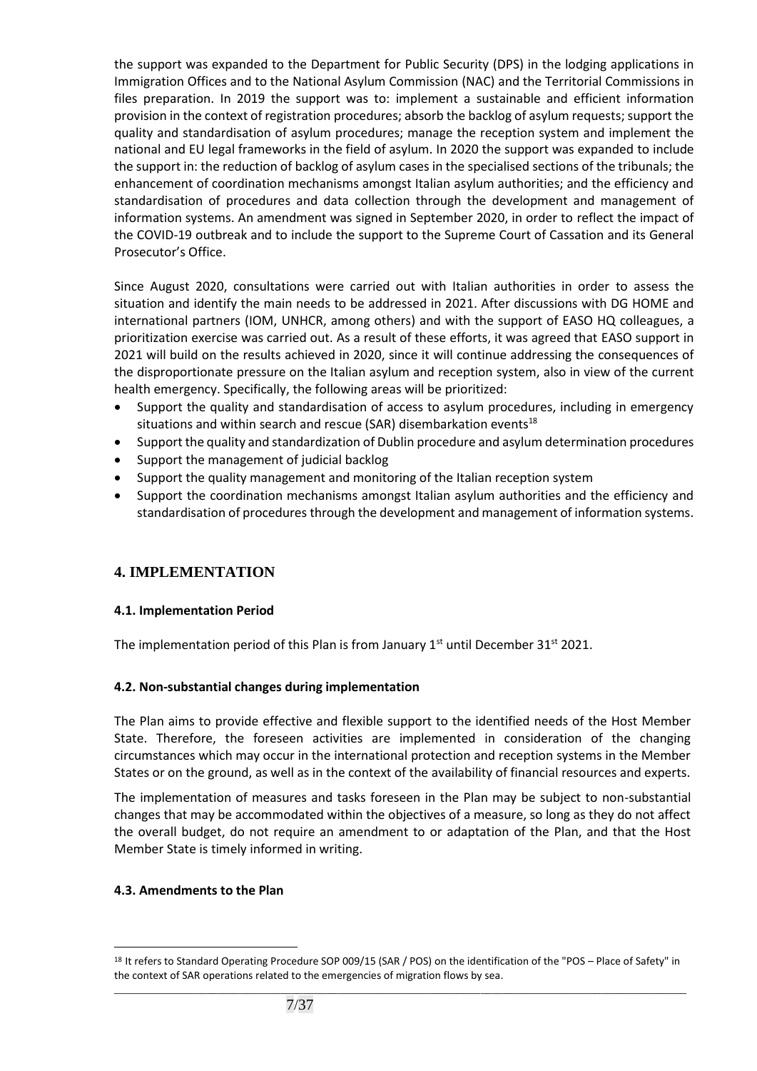the support was expanded to the Department for Public Security (DPS) in the lodging applications in Immigration Offices and to the National Asylum Commission (NAC) and the Territorial Commissions in files preparation. In 2019 the support was to: implement a sustainable and efficient information provision in the context of registration procedures; absorb the backlog of asylum requests; support the quality and standardisation of asylum procedures; manage the reception system and implement the national and EU legal frameworks in the field of asylum. In 2020 the support was expanded to include the support in: the reduction of backlog of asylum cases in the specialised sections of the tribunals; the enhancement of coordination mechanisms amongst Italian asylum authorities; and the efficiency and standardisation of procedures and data collection through the development and management of information systems. An amendment was signed in September 2020, in order to reflect the impact of the COVID-19 outbreak and to include the support to the Supreme Court of Cassation and its General Prosecutor's Office.

Since August 2020, consultations were carried out with Italian authorities in order to assess the situation and identify the main needs to be addressed in 2021. After discussions with DG HOME and international partners (IOM, UNHCR, among others) and with the support of EASO HQ colleagues, a prioritization exercise was carried out. As a result of these efforts, it was agreed that EASO support in 2021 will build on the results achieved in 2020, since it will continue addressing the consequences of the disproportionate pressure on the Italian asylum and reception system, also in view of the current health emergency. Specifically, the following areas will be prioritized:

- Support the quality and standardisation of access to asylum procedures, including in emergency situations and within search and rescue (SAR) disembarkation events[18]
- Support the quality and standardization of Dublin procedure and asylum determination procedures
- Support the management of judicial backlog
- Support the quality management and monitoring of the Italian reception system
- Support the coordination mechanisms amongst Italian asylum authorities and the efficiency and standardisation of procedures through the development and management of information systems.

## 4. IMPLEMENTATION

### 4.1. Implementation Period

The implementation period of this Plan is from January 1st until December 31st 2021.

### 4.2. Non-substantial changes during implementation

The Plan aims to provide effective and flexible support to the identified needs of the Host Member State. Therefore, the foreseen activities are implemented in consideration of the changing circumstances which may occur in the international protection and reception systems in the Member States or on the ground, as well as in the context of the availability of financial resources and experts.

The implementation of measures and tasks foreseen in the Plan may be subject to non-substantial changes that may be accommodated within the objectives of a measure, so long as they do not affect the overall budget, do not require an amendment to or adaptation of the Plan, and that the Host Member State is timely informed in writing.

### 4.3. Amendments to the Plan

[18] It refers to Standard Operating Procedure SOP 009/15 (SAR / POS) on the identification of the "POS – Place of Safety" in the context of SAR operations related to the emergencies of migration flows by sea.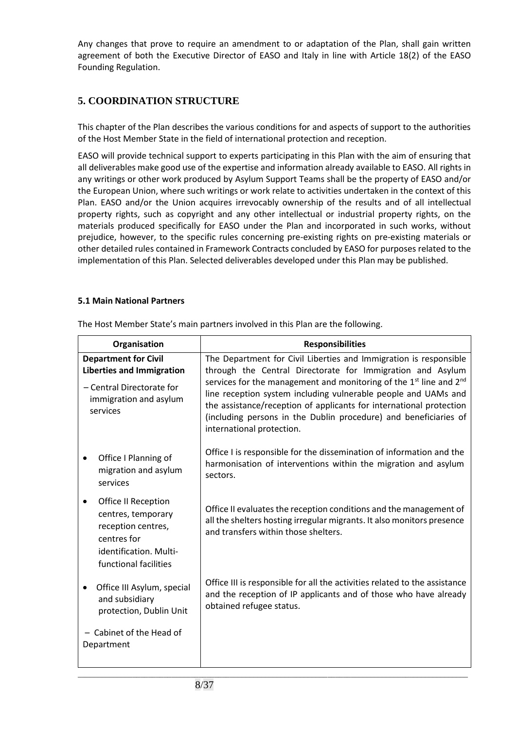Any changes that prove to require an amendment to or adaptation of the Plan, shall gain written agreement of both the Executive Director of EASO and Italy in line with Article 18(2) of the EASO Founding Regulation.

## 5. COORDINATION STRUCTURE

This chapter of the Plan describes the various conditions for and aspects of support to the authorities of the Host Member State in the field of international protection and reception.

EASO will provide technical support to experts participating in this Plan with the aim of ensuring that all deliverables make good use of the expertise and information already available to EASO. All rights in any writings or other work produced by Asylum Support Teams shall be the property of EASO and/or the European Union, where such writings or work relate to activities undertaken in the context of this Plan. EASO and/or the Union acquires irrevocably ownership of the results and of all intellectual property rights, such as copyright and any other intellectual or industrial property rights, on the materials produced specifically for EASO under the Plan and incorporated in such works, without prejudice, however, to the specific rules concerning pre-existing rights on pre-existing materials or other detailed rules contained in Framework Contracts concluded by EASO for purposes related to the implementation of this Plan. Selected deliverables developed under this Plan may be published.

### 5.1 Main National Partners

The Host Member State's main partners involved in this Plan are the following.

| Organisation | Responsibilities |
|---|---|
| **Department for Civil Liberties and Immigration**<br>– Central Directorate for immigration and asylum services | The Department for Civil Liberties and Immigration is responsible through the Central Directorate for Immigration and Asylum services for the management and monitoring of the 1st line and 2nd line reception system including vulnerable people and UAMs and the assistance/reception of applicants for international protection (including persons in the Dublin procedure) and beneficiaries of international protection. |
| • Office I Planning of migration and asylum services | Office I is responsible for the dissemination of information and the harmonisation of interventions within the migration and asylum sectors. |
| • Office II Reception centres, temporary reception centres, centres for identification. Multi-functional facilities | Office II evaluates the reception conditions and the management of all the shelters hosting irregular migrants. It also monitors presence and transfers within those shelters. |
| • Office III Asylum, special and subsidiary protection, Dublin Unit | Office III is responsible for all the activities related to the assistance and the reception of IP applicants and of those who have already obtained refugee status. |
| – Cabinet of the Head of Department | |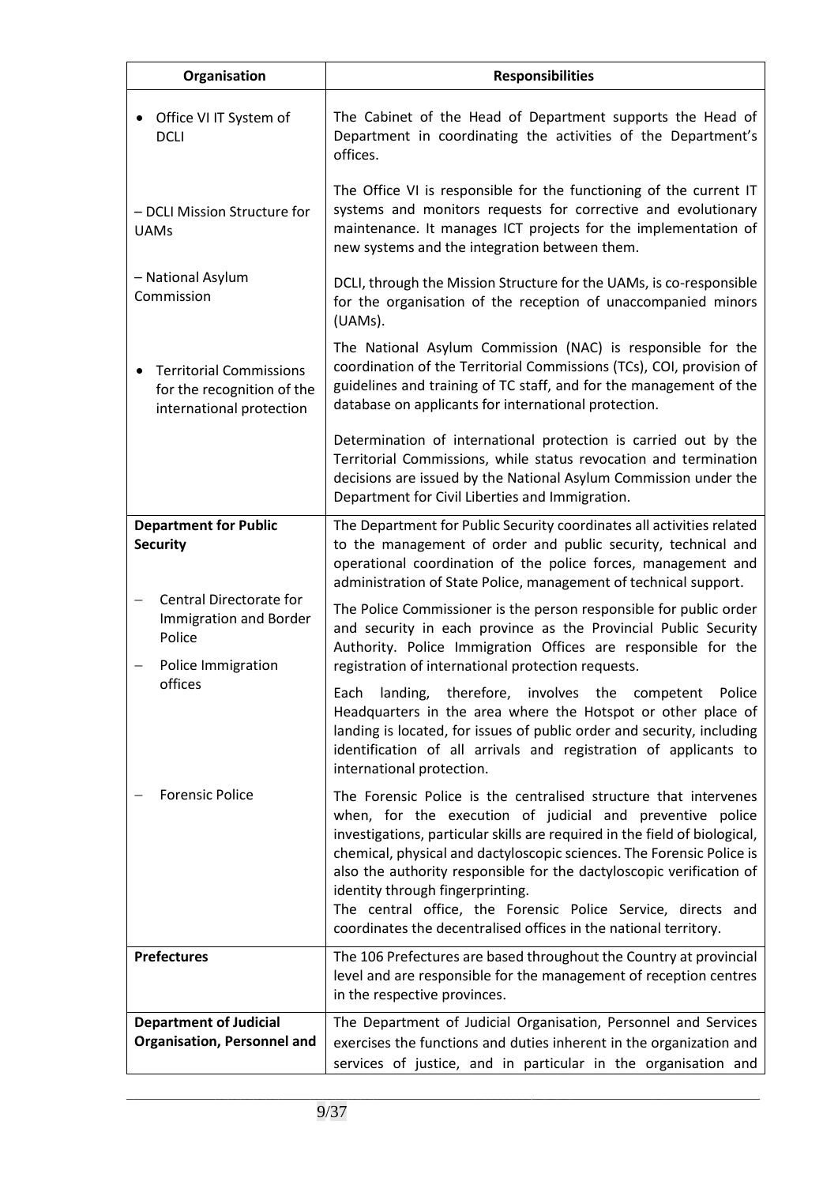| Organisation | Responsibilities |
|---|---|
| • Office VI IT System of DCLI<br><br>– DCLI Mission Structure for UAMs<br><br>– National Asylum Commission<br><br>• Territorial Commissions for the recognition of the international protection | The Cabinet of the Head of Department supports the Head of Department in coordinating the activities of the Department's offices.<br><br>The Office VI is responsible for the functioning of the current IT systems and monitors requests for corrective and evolutionary maintenance. It manages ICT projects for the implementation of new systems and the integration between them.<br><br>DCLI, through the Mission Structure for the UAMs, is co-responsible for the organisation of the reception of unaccompanied minors (UAMs).<br><br>The National Asylum Commission (NAC) is responsible for the coordination of the Territorial Commissions (TCs), COI, provision of guidelines and training of TC staff, and for the management of the database on applicants for international protection.<br><br>Determination of international protection is carried out by the Territorial Commissions, while status revocation and termination decisions are issued by the National Asylum Commission under the Department for Civil Liberties and Immigration. |
| **Department for Public Security**<br><br>– Central Directorate for Immigration and Border Police<br><br>– Police Immigration offices<br><br>– Forensic Police | The Department for Public Security coordinates all activities related to the management of order and public security, technical and operational coordination of the police forces, management and administration of State Police, management of technical support.<br><br>The Police Commissioner is the person responsible for public order and security in each province as the Provincial Public Security Authority. Police Immigration Offices are responsible for the registration of international protection requests.<br><br>Each landing, therefore, involves the competent Police Headquarters in the area where the Hotspot or other place of landing is located, for issues of public order and security, including identification of all arrivals and registration of applicants to international protection.<br><br>The Forensic Police is the centralised structure that intervenes when, for the execution of judicial and preventive police investigations, particular skills are required in the field of biological, chemical, physical and dactyloscopic sciences. The Forensic Police is also the authority responsible for the dactyloscopic verification of identity through fingerprinting.<br>The central office, the Forensic Police Service, directs and coordinates the decentralised offices in the national territory. |
| **Prefectures** | The 106 Prefectures are based throughout the Country at provincial level and are responsible for the management of reception centres in the respective provinces. |
| **Department of Judicial Organisation, Personnel and** | The Department of Judicial Organisation, Personnel and Services exercises the functions and duties inherent in the organization and services of justice, and in particular in the organisation and |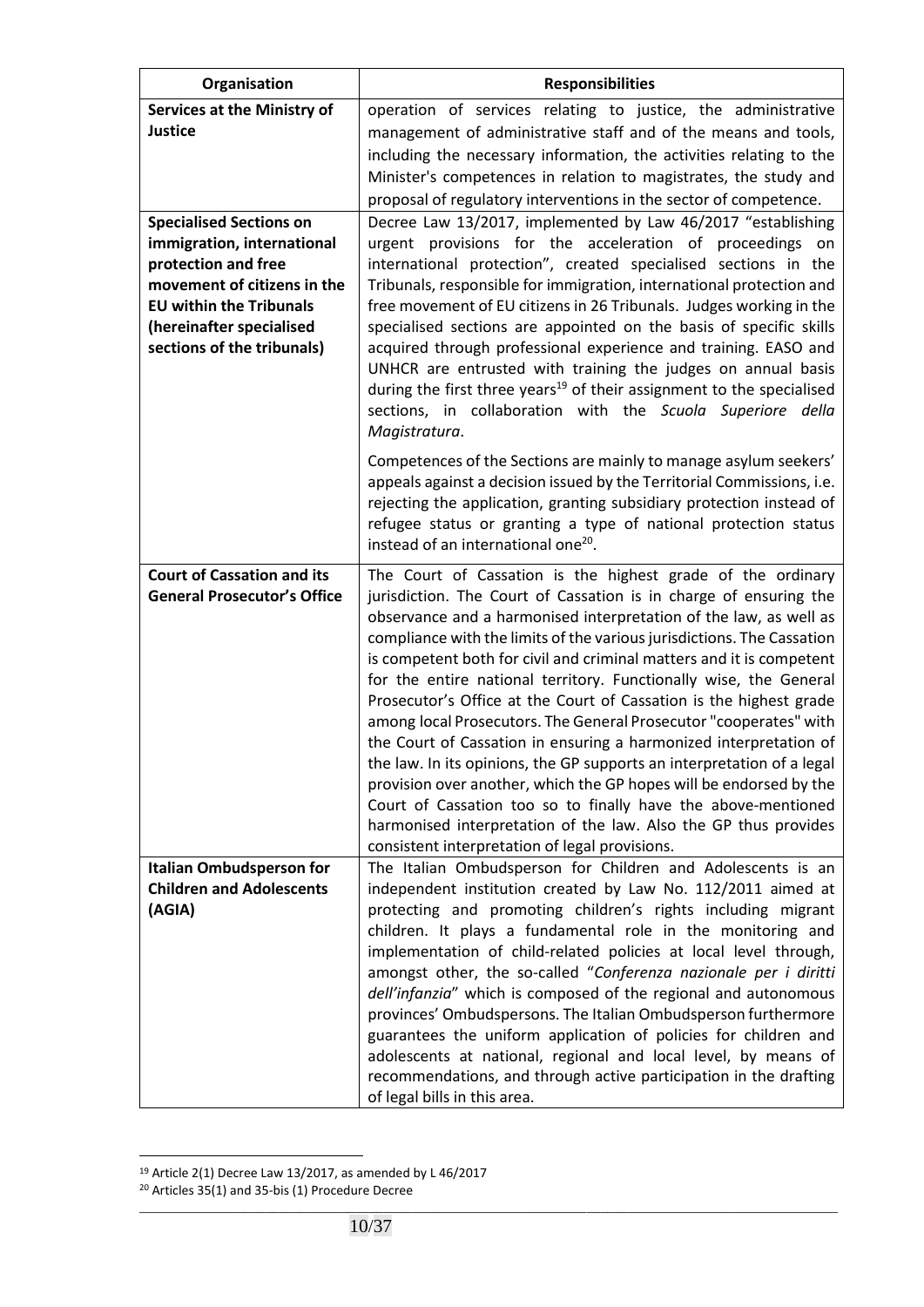| Organisation | Responsibilities |
|---|---|
| **Services at the Ministry of Justice** | operation of services relating to justice, the administrative management of administrative staff and of the means and tools, including the necessary information, the activities relating to the Minister's competences in relation to magistrates, the study and proposal of regulatory interventions in the sector of competence. |
| **Specialised Sections on immigration, international protection and free movement of citizens in the EU within the Tribunals (hereinafter specialised sections of the tribunals)** | Decree Law 13/2017, implemented by Law 46/2017 "establishing urgent provisions for the acceleration of proceedings on international protection", created specialised sections in the Tribunals, responsible for immigration, international protection and free movement of EU citizens in 26 Tribunals. Judges working in the specialised sections are appointed on the basis of specific skills acquired through professional experience and training. EASO and UNHCR are entrusted with training the judges on annual basis during the first three years[19] of their assignment to the specialised sections, in collaboration with the *Scuola Superiore della Magistratura*.<br><br>Competences of the Sections are mainly to manage asylum seekers' appeals against a decision issued by the Territorial Commissions, i.e. rejecting the application, granting subsidiary protection instead of refugee status or granting a type of national protection status instead of an international one[20]. |
| **Court of Cassation and its General Prosecutor's Office** | The Court of Cassation is the highest grade of the ordinary jurisdiction. The Court of Cassation is in charge of ensuring the observance and a harmonised interpretation of the law, as well as compliance with the limits of the various jurisdictions. The Cassation is competent both for civil and criminal matters and it is competent for the entire national territory. Functionally wise, the General Prosecutor's Office at the Court of Cassation is the highest grade among local Prosecutors. The General Prosecutor "cooperates" with the Court of Cassation in ensuring a harmonized interpretation of the law. In its opinions, the GP supports an interpretation of a legal provision over another, which the GP hopes will be endorsed by the Court of Cassation too so to finally have the above-mentioned harmonised interpretation of the law. Also the GP thus provides consistent interpretation of legal provisions. |
| **Italian Ombudsperson for Children and Adolescents (AGIA)** | The Italian Ombudsperson for Children and Adolescents is an independent institution created by Law No. 112/2011 aimed at protecting and promoting children's rights including migrant children. It plays a fundamental role in the monitoring and implementation of child-related policies at local level through, amongst other, the so-called "*Conferenza nazionale per i diritti dell'infanzia*" which is composed of the regional and autonomous provinces' Ombudspersons. The Italian Ombudsperson furthermore guarantees the uniform application of policies for children and adolescents at national, regional and local level, by means of recommendations, and through active participation in the drafting of legal bills in this area. |

[19] Article 2(1) Decree Law 13/2017, as amended by L 46/2017

[20] Articles 35(1) and 35-bis (1) Procedure Decree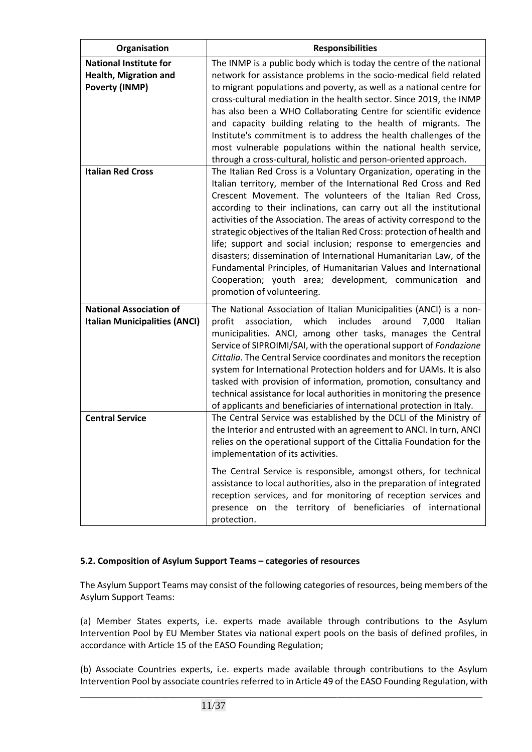| Organisation | Responsibilities |
|---|---|
| **National Institute for Health, Migration and Poverty (INMP)** | The INMP is a public body which is today the centre of the national network for assistance problems in the socio-medical field related to migrant populations and poverty, as well as a national centre for cross-cultural mediation in the health sector. Since 2019, the INMP has also been a WHO Collaborating Centre for scientific evidence and capacity building relating to the health of migrants. The Institute's commitment is to address the health challenges of the most vulnerable populations within the national health service, through a cross-cultural, holistic and person-oriented approach. |
| **Italian Red Cross** | The Italian Red Cross is a Voluntary Organization, operating in the Italian territory, member of the International Red Cross and Red Crescent Movement. The volunteers of the Italian Red Cross, according to their inclinations, can carry out all the institutional activities of the Association. The areas of activity correspond to the strategic objectives of the Italian Red Cross: protection of health and life; support and social inclusion; response to emergencies and disasters; dissemination of International Humanitarian Law, of the Fundamental Principles, of Humanitarian Values and International Cooperation; youth area; development, communication and promotion of volunteering. |
| **National Association of Italian Municipalities (ANCI)** | The National Association of Italian Municipalities (ANCI) is a non-profit association, which includes around 7,000 Italian municipalities. ANCI, among other tasks, manages the Central Service of SIPROIMI/SAI, with the operational support of *Fondazione Cittalia*. The Central Service coordinates and monitors the reception system for International Protection holders and for UAMs. It is also tasked with provision of information, promotion, consultancy and technical assistance for local authorities in monitoring the presence of applicants and beneficiaries of international protection in Italy. |
| **Central Service** | The Central Service was established by the DCLI of the Ministry of the Interior and entrusted with an agreement to ANCI. In turn, ANCI relies on the operational support of the Cittalia Foundation for the implementation of its activities.<br><br>The Central Service is responsible, amongst others, for technical assistance to local authorities, also in the preparation of integrated reception services, and for monitoring of reception services and presence on the territory of beneficiaries of international protection. |

### 5.2. Composition of Asylum Support Teams – categories of resources

The Asylum Support Teams may consist of the following categories of resources, being members of the Asylum Support Teams:

(a) Member States experts, i.e. experts made available through contributions to the Asylum Intervention Pool by EU Member States via national expert pools on the basis of defined profiles, in accordance with Article 15 of the EASO Founding Regulation;

(b) Associate Countries experts, i.e. experts made available through contributions to the Asylum Intervention Pool by associate countries referred to in Article 49 of the EASO Founding Regulation, with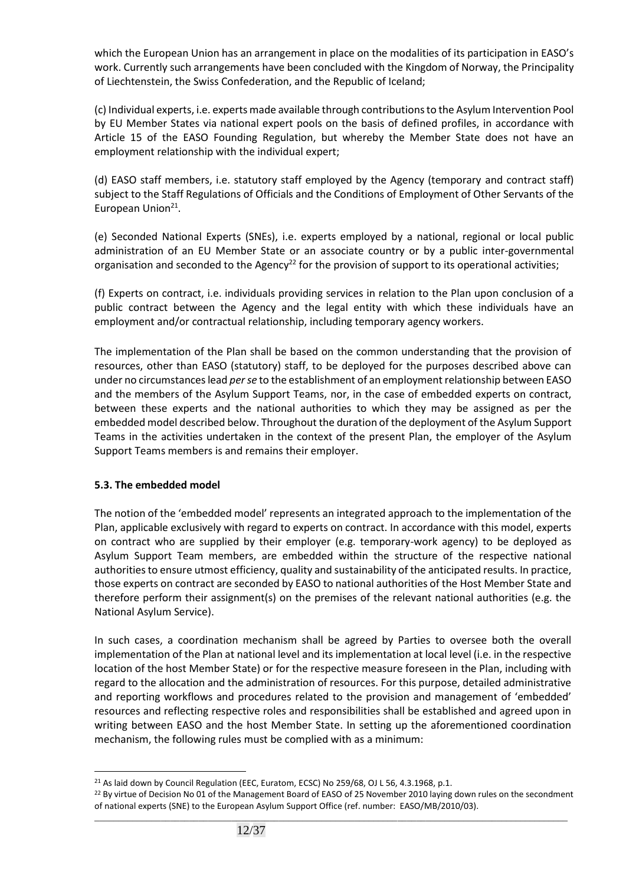which the European Union has an arrangement in place on the modalities of its participation in EASO's work. Currently such arrangements have been concluded with the Kingdom of Norway, the Principality of Liechtenstein, the Swiss Confederation, and the Republic of Iceland;

(c) Individual experts, i.e. experts made available through contributions to the Asylum Intervention Pool by EU Member States via national expert pools on the basis of defined profiles, in accordance with Article 15 of the EASO Founding Regulation, but whereby the Member State does not have an employment relationship with the individual expert;

(d) EASO staff members, i.e. statutory staff employed by the Agency (temporary and contract staff) subject to the Staff Regulations of Officials and the Conditions of Employment of Other Servants of the European Union[21].

(e) Seconded National Experts (SNEs), i.e. experts employed by a national, regional or local public administration of an EU Member State or an associate country or by a public inter-governmental organisation and seconded to the Agency[22] for the provision of support to its operational activities;

(f) Experts on contract, i.e. individuals providing services in relation to the Plan upon conclusion of a public contract between the Agency and the legal entity with which these individuals have an employment and/or contractual relationship, including temporary agency workers.

The implementation of the Plan shall be based on the common understanding that the provision of resources, other than EASO (statutory) staff, to be deployed for the purposes described above can under no circumstances lead *per se* to the establishment of an employment relationship between EASO and the members of the Asylum Support Teams, nor, in the case of embedded experts on contract, between these experts and the national authorities to which they may be assigned as per the embedded model described below. Throughout the duration of the deployment of the Asylum Support Teams in the activities undertaken in the context of the present Plan, the employer of the Asylum Support Teams members is and remains their employer.

### 5.3. The embedded model

The notion of the 'embedded model' represents an integrated approach to the implementation of the Plan, applicable exclusively with regard to experts on contract. In accordance with this model, experts on contract who are supplied by their employer (e.g. temporary-work agency) to be deployed as Asylum Support Team members, are embedded within the structure of the respective national authorities to ensure utmost efficiency, quality and sustainability of the anticipated results. In practice, those experts on contract are seconded by EASO to national authorities of the Host Member State and therefore perform their assignment(s) on the premises of the relevant national authorities (e.g. the National Asylum Service).

In such cases, a coordination mechanism shall be agreed by Parties to oversee both the overall implementation of the Plan at national level and its implementation at local level (i.e. in the respective location of the host Member State) or for the respective measure foreseen in the Plan, including with regard to the allocation and the administration of resources. For this purpose, detailed administrative and reporting workflows and procedures related to the provision and management of 'embedded' resources and reflecting respective roles and responsibilities shall be established and agreed upon in writing between EASO and the host Member State. In setting up the aforementioned coordination mechanism, the following rules must be complied with as a minimum:

[21] As laid down by Council Regulation (EEC, Euratom, ECSC) No 259/68, OJ L 56, 4.3.1968, p.1.

[22] By virtue of Decision No 01 of the Management Board of EASO of 25 November 2010 laying down rules on the secondment of national experts (SNE) to the European Asylum Support Office (ref. number: EASO/MB/2010/03).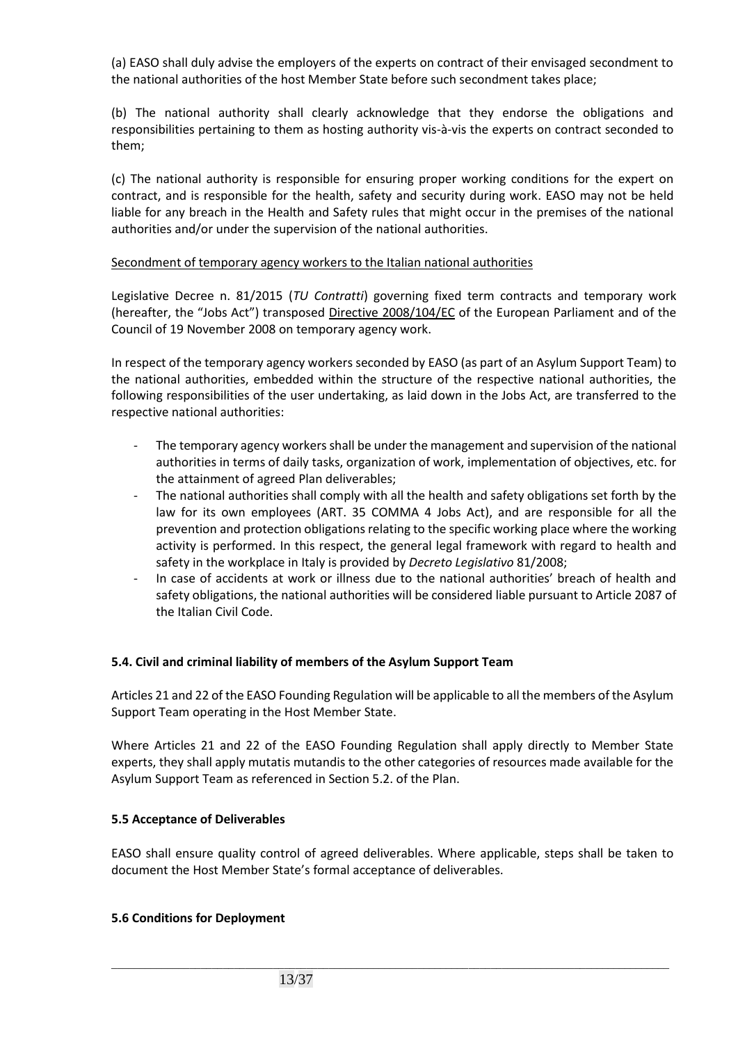(a) EASO shall duly advise the employers of the experts on contract of their envisaged secondment to the national authorities of the host Member State before such secondment takes place;

(b) The national authority shall clearly acknowledge that they endorse the obligations and responsibilities pertaining to them as hosting authority vis-à-vis the experts on contract seconded to them;

(c) The national authority is responsible for ensuring proper working conditions for the expert on contract, and is responsible for the health, safety and security during work. EASO may not be held liable for any breach in the Health and Safety rules that might occur in the premises of the national authorities and/or under the supervision of the national authorities.

Secondment of temporary agency workers to the Italian national authorities

Legislative Decree n. 81/2015 (*TU Contratti*) governing fixed term contracts and temporary work (hereafter, the "Jobs Act") transposed Directive 2008/104/EC of the European Parliament and of the Council of 19 November 2008 on temporary agency work.

In respect of the temporary agency workers seconded by EASO (as part of an Asylum Support Team) to the national authorities, embedded within the structure of the respective national authorities, the following responsibilities of the user undertaking, as laid down in the Jobs Act, are transferred to the respective national authorities:

- The temporary agency workers shall be under the management and supervision of the national authorities in terms of daily tasks, organization of work, implementation of objectives, etc. for the attainment of agreed Plan deliverables;
- The national authorities shall comply with all the health and safety obligations set forth by the law for its own employees (ART. 35 COMMA 4 Jobs Act), and are responsible for all the prevention and protection obligations relating to the specific working place where the working activity is performed. In this respect, the general legal framework with regard to health and safety in the workplace in Italy is provided by *Decreto Legislativo* 81/2008;
- In case of accidents at work or illness due to the national authorities' breach of health and safety obligations, the national authorities will be considered liable pursuant to Article 2087 of the Italian Civil Code.

### 5.4. Civil and criminal liability of members of the Asylum Support Team

Articles 21 and 22 of the EASO Founding Regulation will be applicable to all the members of the Asylum Support Team operating in the Host Member State.

Where Articles 21 and 22 of the EASO Founding Regulation shall apply directly to Member State experts, they shall apply mutatis mutandis to the other categories of resources made available for the Asylum Support Team as referenced in Section 5.2. of the Plan.

### 5.5 Acceptance of Deliverables

EASO shall ensure quality control of agreed deliverables. Where applicable, steps shall be taken to document the Host Member State's formal acceptance of deliverables.

### 5.6 Conditions for Deployment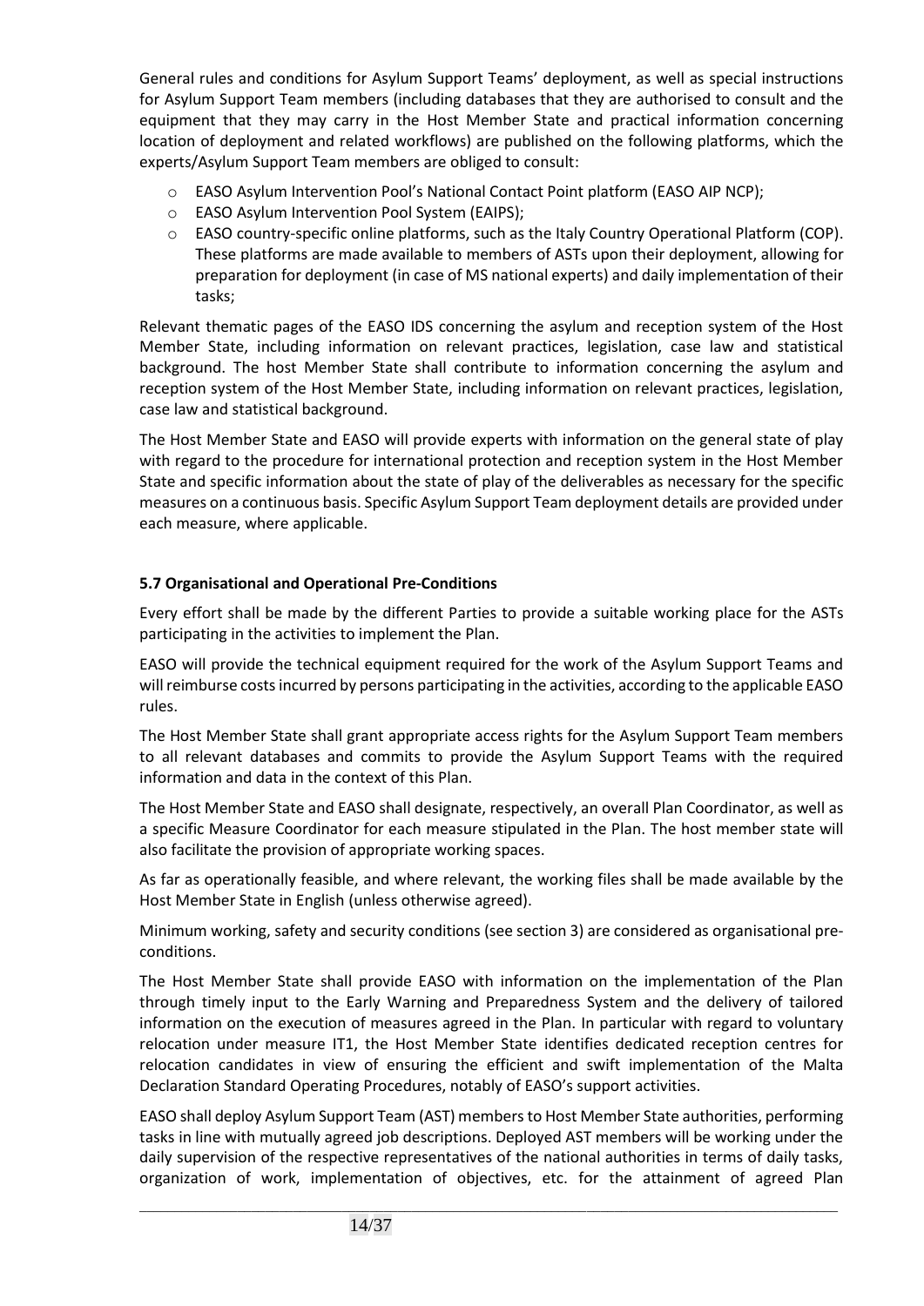General rules and conditions for Asylum Support Teams' deployment, as well as special instructions for Asylum Support Team members (including databases that they are authorised to consult and the equipment that they may carry in the Host Member State and practical information concerning location of deployment and related workflows) are published on the following platforms, which the experts/Asylum Support Team members are obliged to consult:

- EASO Asylum Intervention Pool's National Contact Point platform (EASO AIP NCP);
- EASO Asylum Intervention Pool System (EAIPS);
- EASO country-specific online platforms, such as the Italy Country Operational Platform (COP). These platforms are made available to members of ASTs upon their deployment, allowing for preparation for deployment (in case of MS national experts) and daily implementation of their tasks;

Relevant thematic pages of the EASO IDS concerning the asylum and reception system of the Host Member State, including information on relevant practices, legislation, case law and statistical background. The host Member State shall contribute to information concerning the asylum and reception system of the Host Member State, including information on relevant practices, legislation, case law and statistical background.

The Host Member State and EASO will provide experts with information on the general state of play with regard to the procedure for international protection and reception system in the Host Member State and specific information about the state of play of the deliverables as necessary for the specific measures on a continuous basis. Specific Asylum Support Team deployment details are provided under each measure, where applicable.

**5.7 Organisational and Operational Pre-Conditions**

Every effort shall be made by the different Parties to provide a suitable working place for the ASTs participating in the activities to implement the Plan.

EASO will provide the technical equipment required for the work of the Asylum Support Teams and will reimburse costs incurred by persons participating in the activities, according to the applicable EASO rules.

The Host Member State shall grant appropriate access rights for the Asylum Support Team members to all relevant databases and commits to provide the Asylum Support Teams with the required information and data in the context of this Plan.

The Host Member State and EASO shall designate, respectively, an overall Plan Coordinator, as well as a specific Measure Coordinator for each measure stipulated in the Plan. The host member state will also facilitate the provision of appropriate working spaces.

As far as operationally feasible, and where relevant, the working files shall be made available by the Host Member State in English (unless otherwise agreed).

Minimum working, safety and security conditions (see section 3) are considered as organisational pre-conditions.

The Host Member State shall provide EASO with information on the implementation of the Plan through timely input to the Early Warning and Preparedness System and the delivery of tailored information on the execution of measures agreed in the Plan. In particular with regard to voluntary relocation under measure IT1, the Host Member State identifies dedicated reception centres for relocation candidates in view of ensuring the efficient and swift implementation of the Malta Declaration Standard Operating Procedures, notably of EASO's support activities.

EASO shall deploy Asylum Support Team (AST) members to Host Member State authorities, performing tasks in line with mutually agreed job descriptions. Deployed AST members will be working under the daily supervision of the respective representatives of the national authorities in terms of daily tasks, organization of work, implementation of objectives, etc. for the attainment of agreed Plan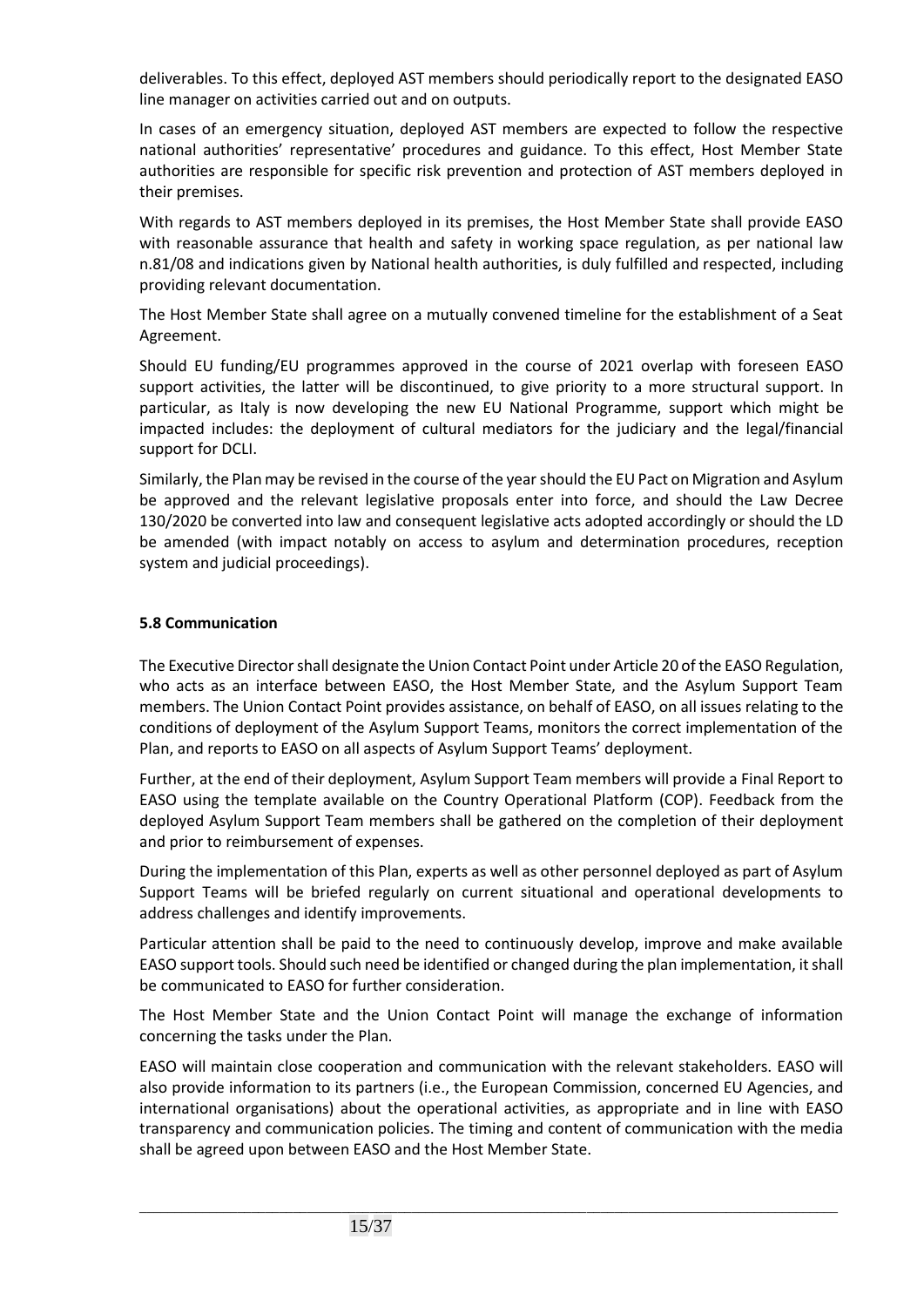deliverables. To this effect, deployed AST members should periodically report to the designated EASO line manager on activities carried out and on outputs.

In cases of an emergency situation, deployed AST members are expected to follow the respective national authorities' representative' procedures and guidance. To this effect, Host Member State authorities are responsible for specific risk prevention and protection of AST members deployed in their premises.

With regards to AST members deployed in its premises, the Host Member State shall provide EASO with reasonable assurance that health and safety in working space regulation, as per national law n.81/08 and indications given by National health authorities, is duly fulfilled and respected, including providing relevant documentation.

The Host Member State shall agree on a mutually convened timeline for the establishment of a Seat Agreement.

Should EU funding/EU programmes approved in the course of 2021 overlap with foreseen EASO support activities, the latter will be discontinued, to give priority to a more structural support. In particular, as Italy is now developing the new EU National Programme, support which might be impacted includes: the deployment of cultural mediators for the judiciary and the legal/financial support for DCLI.

Similarly, the Plan may be revised in the course of the year should the EU Pact on Migration and Asylum be approved and the relevant legislative proposals enter into force, and should the Law Decree 130/2020 be converted into law and consequent legislative acts adopted accordingly or should the LD be amended (with impact notably on access to asylum and determination procedures, reception system and judicial proceedings).

**5.8 Communication**

The Executive Director shall designate the Union Contact Point under Article 20 of the EASO Regulation, who acts as an interface between EASO, the Host Member State, and the Asylum Support Team members. The Union Contact Point provides assistance, on behalf of EASO, on all issues relating to the conditions of deployment of the Asylum Support Teams, monitors the correct implementation of the Plan, and reports to EASO on all aspects of Asylum Support Teams' deployment.

Further, at the end of their deployment, Asylum Support Team members will provide a Final Report to EASO using the template available on the Country Operational Platform (COP). Feedback from the deployed Asylum Support Team members shall be gathered on the completion of their deployment and prior to reimbursement of expenses.

During the implementation of this Plan, experts as well as other personnel deployed as part of Asylum Support Teams will be briefed regularly on current situational and operational developments to address challenges and identify improvements.

Particular attention shall be paid to the need to continuously develop, improve and make available EASO support tools. Should such need be identified or changed during the plan implementation, it shall be communicated to EASO for further consideration.

The Host Member State and the Union Contact Point will manage the exchange of information concerning the tasks under the Plan.

EASO will maintain close cooperation and communication with the relevant stakeholders. EASO will also provide information to its partners (i.e., the European Commission, concerned EU Agencies, and international organisations) about the operational activities, as appropriate and in line with EASO transparency and communication policies. The timing and content of communication with the media shall be agreed upon between EASO and the Host Member State.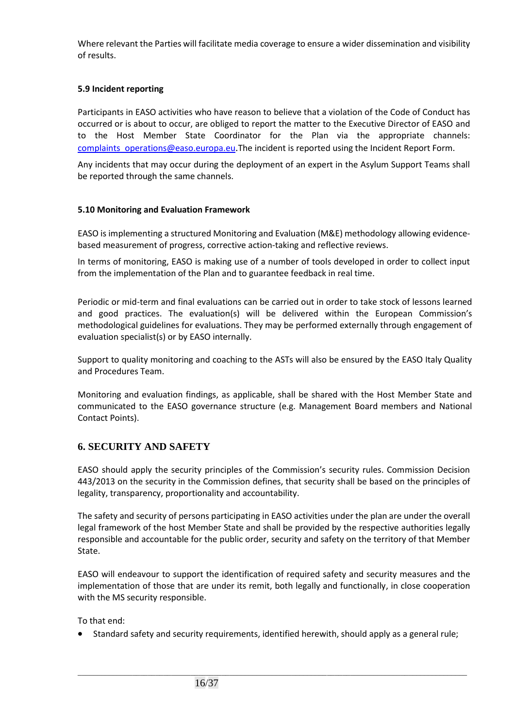Where relevant the Parties will facilitate media coverage to ensure a wider dissemination and visibility of results.

### 5.9 Incident reporting

Participants in EASO activities who have reason to believe that a violation of the Code of Conduct has occurred or is about to occur, are obliged to report the matter to the Executive Director of EASO and to the Host Member State Coordinator for the Plan via the appropriate channels: complaints_operations@easo.europa.eu.The incident is reported using the Incident Report Form.

Any incidents that may occur during the deployment of an expert in the Asylum Support Teams shall be reported through the same channels.

### 5.10 Monitoring and Evaluation Framework

EASO is implementing a structured Monitoring and Evaluation (M&E) methodology allowing evidence-based measurement of progress, corrective action-taking and reflective reviews.

In terms of monitoring, EASO is making use of a number of tools developed in order to collect input from the implementation of the Plan and to guarantee feedback in real time.

Periodic or mid-term and final evaluations can be carried out in order to take stock of lessons learned and good practices. The evaluation(s) will be delivered within the European Commission's methodological guidelines for evaluations. They may be performed externally through engagement of evaluation specialist(s) or by EASO internally.

Support to quality monitoring and coaching to the ASTs will also be ensured by the EASO Italy Quality and Procedures Team.

Monitoring and evaluation findings, as applicable, shall be shared with the Host Member State and communicated to the EASO governance structure (e.g. Management Board members and National Contact Points).

## 6. SECURITY AND SAFETY

EASO should apply the security principles of the Commission's security rules. Commission Decision 443/2013 on the security in the Commission defines, that security shall be based on the principles of legality, transparency, proportionality and accountability.

The safety and security of persons participating in EASO activities under the plan are under the overall legal framework of the host Member State and shall be provided by the respective authorities legally responsible and accountable for the public order, security and safety on the territory of that Member State.

EASO will endeavour to support the identification of required safety and security measures and the implementation of those that are under its remit, both legally and functionally, in close cooperation with the MS security responsible.

To that end:

- Standard safety and security requirements, identified herewith, should apply as a general rule;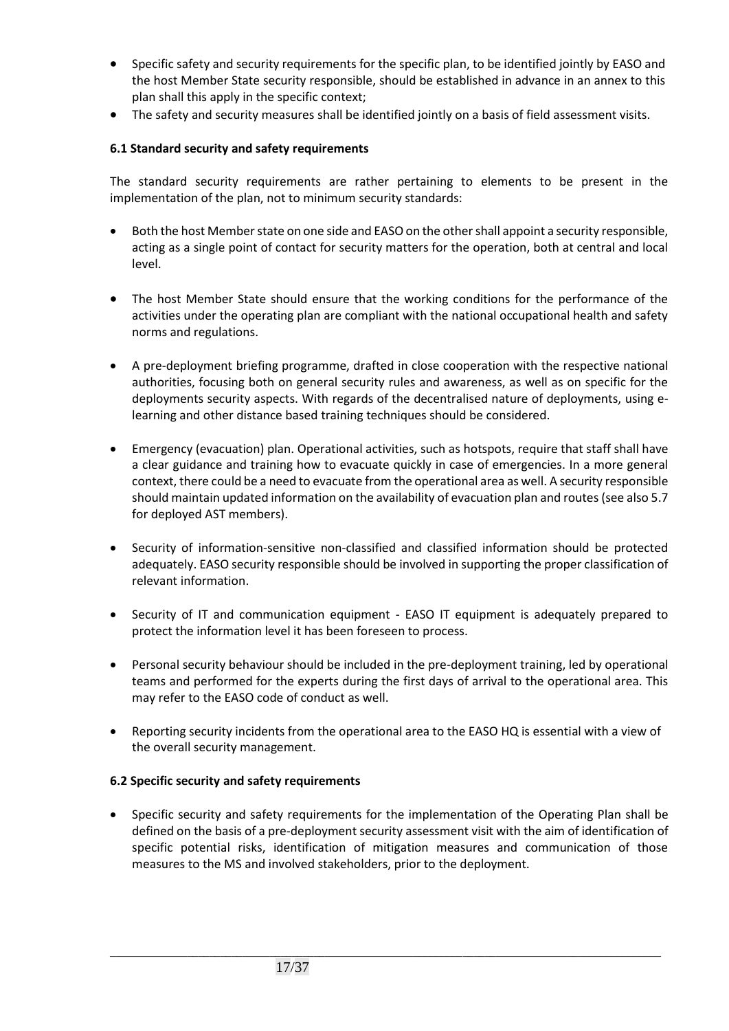- Specific safety and security requirements for the specific plan, to be identified jointly by EASO and the host Member State security responsible, should be established in advance in an annex to this plan shall this apply in the specific context;
- The safety and security measures shall be identified jointly on a basis of field assessment visits.

### 6.1 Standard security and safety requirements

The standard security requirements are rather pertaining to elements to be present in the implementation of the plan, not to minimum security standards:

- Both the host Member state on one side and EASO on the other shall appoint a security responsible, acting as a single point of contact for security matters for the operation, both at central and local level.

- The host Member State should ensure that the working conditions for the performance of the activities under the operating plan are compliant with the national occupational health and safety norms and regulations.

- A pre-deployment briefing programme, drafted in close cooperation with the respective national authorities, focusing both on general security rules and awareness, as well as on specific for the deployments security aspects. With regards of the decentralised nature of deployments, using e-learning and other distance based training techniques should be considered.

- Emergency (evacuation) plan. Operational activities, such as hotspots, require that staff shall have a clear guidance and training how to evacuate quickly in case of emergencies. In a more general context, there could be a need to evacuate from the operational area as well. A security responsible should maintain updated information on the availability of evacuation plan and routes (see also 5.7 for deployed AST members).

- Security of information-sensitive non-classified and classified information should be protected adequately. EASO security responsible should be involved in supporting the proper classification of relevant information.

- Security of IT and communication equipment - EASO IT equipment is adequately prepared to protect the information level it has been foreseen to process.

- Personal security behaviour should be included in the pre-deployment training, led by operational teams and performed for the experts during the first days of arrival to the operational area. This may refer to the EASO code of conduct as well.

- Reporting security incidents from the operational area to the EASO HQ is essential with a view of the overall security management.

### 6.2 Specific security and safety requirements

- Specific security and safety requirements for the implementation of the Operating Plan shall be defined on the basis of a pre-deployment security assessment visit with the aim of identification of specific potential risks, identification of mitigation measures and communication of those measures to the MS and involved stakeholders, prior to the deployment.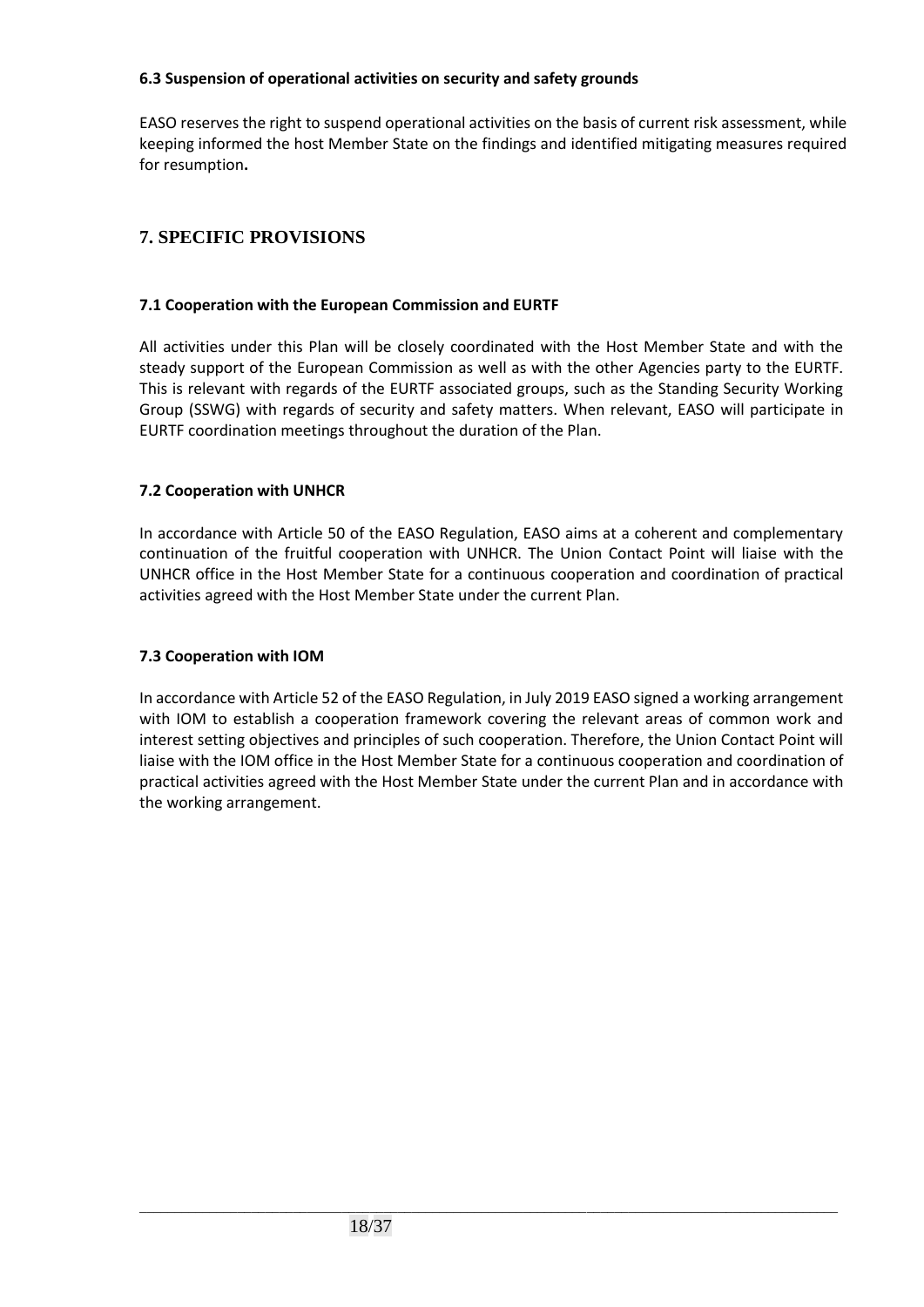### 6.3 Suspension of operational activities on security and safety grounds

EASO reserves the right to suspend operational activities on the basis of current risk assessment, while keeping informed the host Member State on the findings and identified mitigating measures required for resumption**.**

## 7. SPECIFIC PROVISIONS

### 7.1 Cooperation with the European Commission and EURTF

All activities under this Plan will be closely coordinated with the Host Member State and with the steady support of the European Commission as well as with the other Agencies party to the EURTF. This is relevant with regards of the EURTF associated groups, such as the Standing Security Working Group (SSWG) with regards of security and safety matters. When relevant, EASO will participate in EURTF coordination meetings throughout the duration of the Plan.

### 7.2 Cooperation with UNHCR

In accordance with Article 50 of the EASO Regulation, EASO aims at a coherent and complementary continuation of the fruitful cooperation with UNHCR. The Union Contact Point will liaise with the UNHCR office in the Host Member State for a continuous cooperation and coordination of practical activities agreed with the Host Member State under the current Plan.

### 7.3 Cooperation with IOM

In accordance with Article 52 of the EASO Regulation, in July 2019 EASO signed a working arrangement with IOM to establish a cooperation framework covering the relevant areas of common work and interest setting objectives and principles of such cooperation. Therefore, the Union Contact Point will liaise with the IOM office in the Host Member State for a continuous cooperation and coordination of practical activities agreed with the Host Member State under the current Plan and in accordance with the working arrangement.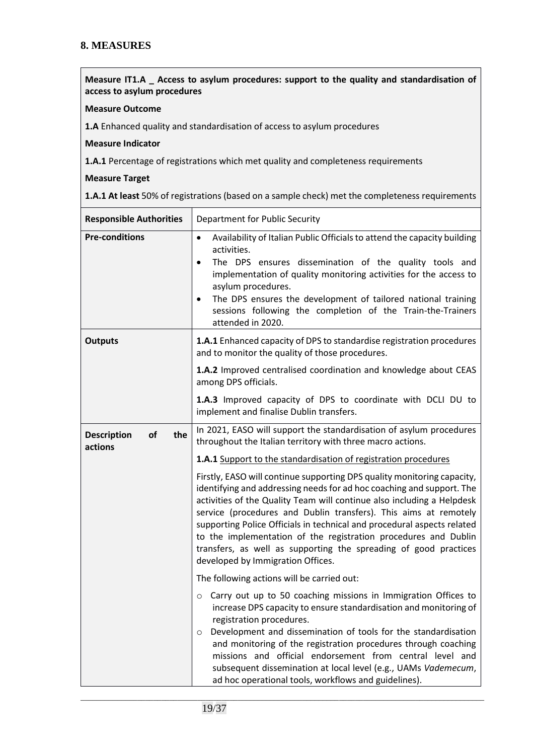## 8. MEASURES

**Measure IT1.A _ Access to asylum procedures: support to the quality and standardisation of access to asylum procedures**

**Measure Outcome**

**1.A** Enhanced quality and standardisation of access to asylum procedures

**Measure Indicator**

**1.A.1** Percentage of registrations which met quality and completeness requirements

**Measure Target**

**1.A.1 At least** 50% of registrations (based on a sample check) met the completeness requirements

| | |
|---|---|
| **Responsible Authorities** | Department for Public Security |
| **Pre-conditions** | • Availability of Italian Public Officials to attend the capacity building activities.<br>• The DPS ensures dissemination of the quality tools and implementation of quality monitoring activities for the access to asylum procedures.<br>• The DPS ensures the development of tailored national training sessions following the completion of the Train-the-Trainers attended in 2020. |
| **Outputs** | **1.A.1** Enhanced capacity of DPS to standardise registration procedures and to monitor the quality of those procedures.<br><br>**1.A.2** Improved centralised coordination and knowledge about CEAS among DPS officials.<br><br>**1.A.3** Improved capacity of DPS to coordinate with DCLI DU to implement and finalise Dublin transfers. |
| **Description of the actions** | In 2021, EASO will support the standardisation of asylum procedures throughout the Italian territory with three macro actions.<br><br>**1.A.1** Support to the standardisation of registration procedures<br><br>Firstly, EASO will continue supporting DPS quality monitoring capacity, identifying and addressing needs for ad hoc coaching and support. The activities of the Quality Team will continue also including a Helpdesk service (procedures and Dublin transfers). This aims at remotely supporting Police Officials in technical and procedural aspects related to the implementation of the registration procedures and Dublin transfers, as well as supporting the spreading of good practices developed by Immigration Offices.<br><br>The following actions will be carried out:<br><br>○ Carry out up to 50 coaching missions in Immigration Offices to increase DPS capacity to ensure standardisation and monitoring of registration procedures.<br>○ Development and dissemination of tools for the standardisation and monitoring of the registration procedures through coaching missions and official endorsement from central level and subsequent dissemination at local level (e.g., UAMs *Vademecum*, ad hoc operational tools, workflows and guidelines). |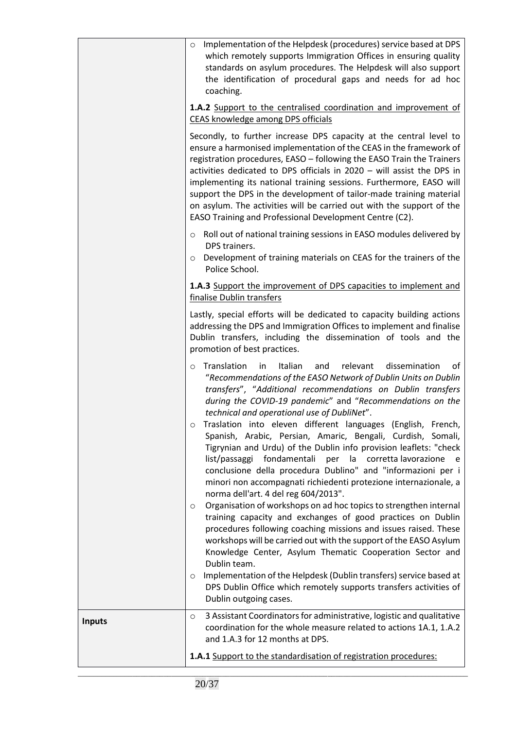| | |
|---|---|
| | ○ Implementation of the Helpdesk (procedures) service based at DPS which remotely supports Immigration Offices in ensuring quality standards on asylum procedures. The Helpdesk will also support the identification of procedural gaps and needs for ad hoc coaching.<br><br>**1.A.2** Support to the centralised coordination and improvement of CEAS knowledge among DPS officials<br><br>Secondly, to further increase DPS capacity at the central level to ensure a harmonised implementation of the CEAS in the framework of registration procedures, EASO – following the EASO Train the Trainers activities dedicated to DPS officials in 2020 – will assist the DPS in implementing its national training sessions. Furthermore, EASO will support the DPS in the development of tailor-made training material on asylum. The activities will be carried out with the support of the EASO Training and Professional Development Centre (C2).<br><br>○ Roll out of national training sessions in EASO modules delivered by DPS trainers.<br>○ Development of training materials on CEAS for the trainers of the Police School.<br><br>**1.A.3** Support the improvement of DPS capacities to implement and finalise Dublin transfers<br><br>Lastly, special efforts will be dedicated to capacity building actions addressing the DPS and Immigration Offices to implement and finalise Dublin transfers, including the dissemination of tools and the promotion of best practices.<br><br>○ Translation in Italian and relevant dissemination of "*Recommendations of the EASO Network of Dublin Units on Dublin transfers*", "*Additional recommendations on Dublin transfers during the COVID-19 pandemic*" and "*Recommendations on the technical and operational use of DubliNet*".<br>○ Traslation into eleven different languages (English, French, Spanish, Arabic, Persian, Amaric, Bengali, Curdish, Somali, Tigrynian and Urdu) of the Dublin info provision leaflets: "check list/passaggi fondamentali per la corretta lavorazione e conclusione della procedura Dublino" and "informazioni per i minori non accompagnati richiedenti protezione internazionale, a norma dell'art. 4 del reg 604/2013".<br>○ Organisation of workshops on ad hoc topics to strengthen internal training capacity and exchanges of good practices on Dublin procedures following coaching missions and issues raised. These workshops will be carried out with the support of the EASO Asylum Knowledge Center, Asylum Thematic Cooperation Sector and Dublin team.<br>○ Implementation of the Helpdesk (Dublin transfers) service based at DPS Dublin Office which remotely supports transfers activities of Dublin outgoing cases. |
| **Inputs** | ○ 3 Assistant Coordinators for administrative, logistic and qualitative coordination for the whole measure related to actions 1A.1, 1.A.2 and 1.A.3 for 12 months at DPS.<br><br>**1.A.1** Support to the standardisation of registration procedures: |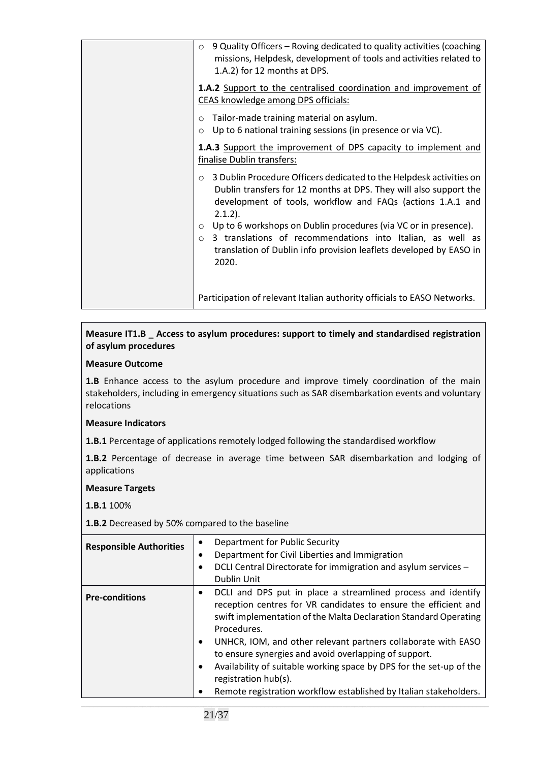| | |
|---|---|
| | ○ 9 Quality Officers – Roving dedicated to quality activities (coaching missions, Helpdesk, development of tools and activities related to 1.A.2) for 12 months at DPS.<br><br>**1.A.2** Support to the centralised coordination and improvement of CEAS knowledge among DPS officials:<br><br>○ Tailor-made training material on asylum.<br>○ Up to 6 national training sessions (in presence or via VC).<br><br>**1.A.3** Support the improvement of DPS capacity to implement and finalise Dublin transfers:<br><br>○ 3 Dublin Procedure Officers dedicated to the Helpdesk activities on Dublin transfers for 12 months at DPS. They will also support the development of tools, workflow and FAQs (actions 1.A.1 and 2.1.2).<br>○ Up to 6 workshops on Dublin procedures (via VC or in presence).<br>○ 3 translations of recommendations into Italian, as well as translation of Dublin info provision leaflets developed by EASO in 2020.<br><br>Participation of relevant Italian authority officials to EASO Networks. |

**Measure IT1.B _ Access to asylum procedures: support to timely and standardised registration of asylum procedures**

**Measure Outcome**

**1.B** Enhance access to the asylum procedure and improve timely coordination of the main stakeholders, including in emergency situations such as SAR disembarkation events and voluntary relocations

**Measure Indicators**

**1.B.1** Percentage of applications remotely lodged following the standardised workflow

**1.B.2** Percentage of decrease in average time between SAR disembarkation and lodging of applications

**Measure Targets**

**1.B.1** 100%

**1.B.2** Decreased by 50% compared to the baseline

| | |
|---|---|
| **Responsible Authorities** | • Department for Public Security<br>• Department for Civil Liberties and Immigration<br>• DCLI Central Directorate for immigration and asylum services – Dublin Unit |
| **Pre-conditions** | • DCLI and DPS put in place a streamlined process and identify reception centres for VR candidates to ensure the efficient and swift implementation of the Malta Declaration Standard Operating Procedures.<br>• UNHCR, IOM, and other relevant partners collaborate with EASO to ensure synergies and avoid overlapping of support.<br>• Availability of suitable working space by DPS for the set-up of the registration hub(s).<br>• Remote registration workflow established by Italian stakeholders. |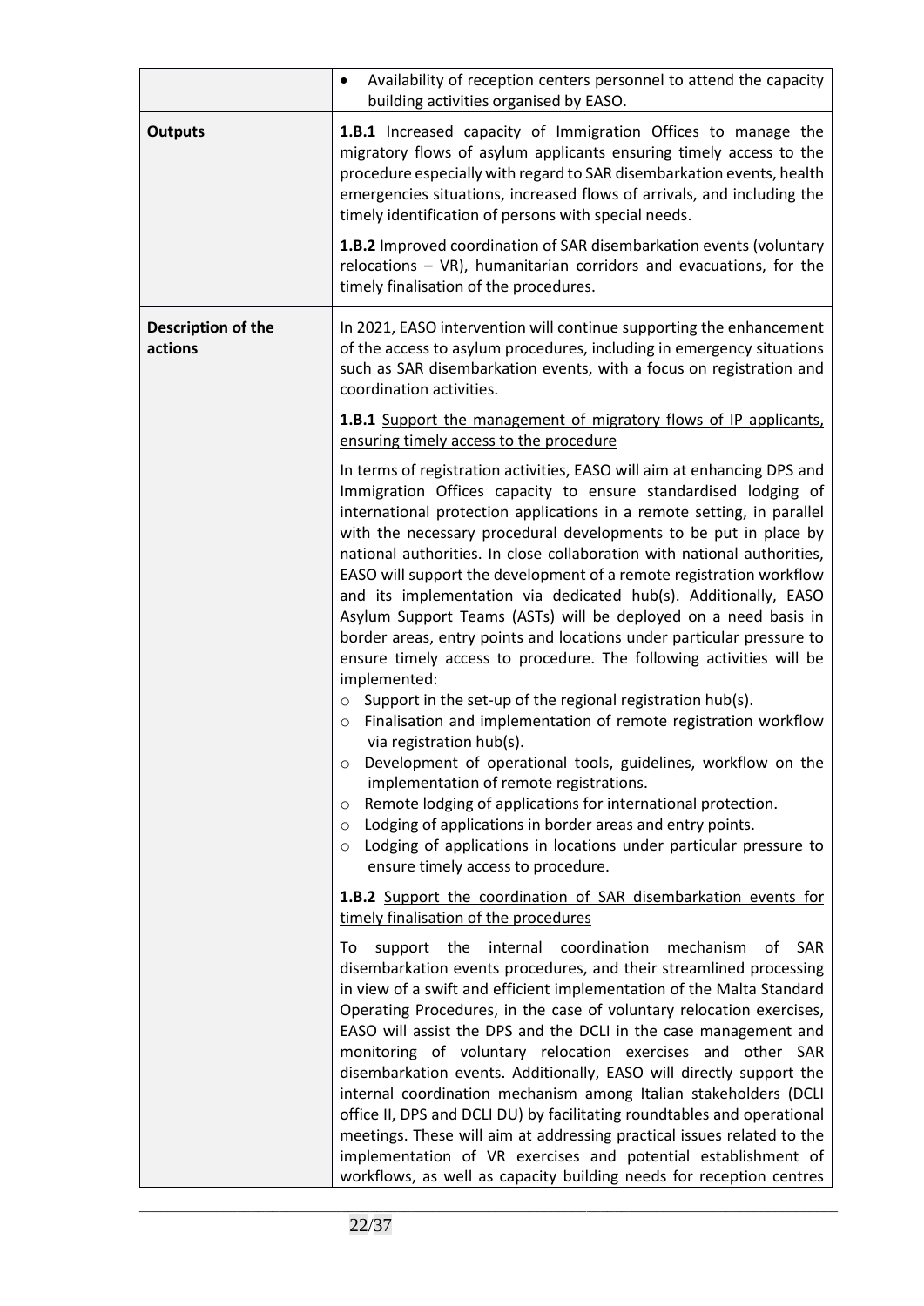| | |
|---|---|
| | • Availability of reception centers personnel to attend the capacity building activities organised by EASO. |
| **Outputs** | **1.B.1** Increased capacity of Immigration Offices to manage the migratory flows of asylum applicants ensuring timely access to the procedure especially with regard to SAR disembarkation events, health emergencies situations, increased flows of arrivals, and including the timely identification of persons with special needs.<br><br>**1.B.2** Improved coordination of SAR disembarkation events (voluntary relocations – VR), humanitarian corridors and evacuations, for the timely finalisation of the procedures. |
| **Description of the actions** | In 2021, EASO intervention will continue supporting the enhancement of the access to asylum procedures, including in emergency situations such as SAR disembarkation events, with a focus on registration and coordination activities.<br><br>**1.B.1** <u>Support the management of migratory flows of IP applicants, ensuring timely access to the procedure</u><br><br>In terms of registration activities, EASO will aim at enhancing DPS and Immigration Offices capacity to ensure standardised lodging of international protection applications in a remote setting, in parallel with the necessary procedural developments to be put in place by national authorities. In close collaboration with national authorities, EASO will support the development of a remote registration workflow and its implementation via dedicated hub(s). Additionally, EASO Asylum Support Teams (ASTs) will be deployed on a need basis in border areas, entry points and locations under particular pressure to ensure timely access to procedure. The following activities will be implemented:<br>○ Support in the set-up of the regional registration hub(s).<br>○ Finalisation and implementation of remote registration workflow via registration hub(s).<br>○ Development of operational tools, guidelines, workflow on the implementation of remote registrations.<br>○ Remote lodging of applications for international protection.<br>○ Lodging of applications in border areas and entry points.<br>○ Lodging of applications in locations under particular pressure to ensure timely access to procedure.<br><br>**1.B.2** <u>Support the coordination of SAR disembarkation events for timely finalisation of the procedures</u><br><br>To support the internal coordination mechanism of SAR disembarkation events procedures, and their streamlined processing in view of a swift and efficient implementation of the Malta Standard Operating Procedures, in the case of voluntary relocation exercises, EASO will assist the DPS and the DCLI in the case management and monitoring of voluntary relocation exercises and other SAR disembarkation events. Additionally, EASO will directly support the internal coordination mechanism among Italian stakeholders (DCLI office II, DPS and DCLI DU) by facilitating roundtables and operational meetings. These will aim at addressing practical issues related to the implementation of VR exercises and potential establishment of workflows, as well as capacity building needs for reception centres |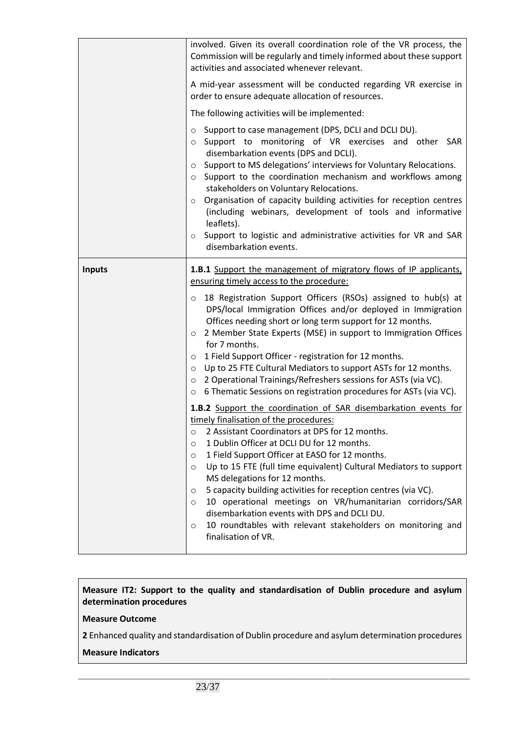| | |
|---|---|
| | involved. Given its overall coordination role of the VR process, the Commission will be regularly and timely informed about these support activities and associated whenever relevant.<br><br>A mid-year assessment will be conducted regarding VR exercise in order to ensure adequate allocation of resources.<br><br>The following activities will be implemented:<br><br>○ Support to case management (DPS, DCLI and DCLI DU).<br>○ Support to monitoring of VR exercises and other SAR disembarkation events (DPS and DCLI).<br>○ Support to MS delegations' interviews for Voluntary Relocations.<br>○ Support to the coordination mechanism and workflows among stakeholders on Voluntary Relocations.<br>○ Organisation of capacity building activities for reception centres (including webinars, development of tools and informative leaflets).<br>○ Support to logistic and administrative activities for VR and SAR disembarkation events. |
| **Inputs** | **1.B.1** <u>Support the management of migratory flows of IP applicants, ensuring timely access to the procedure:</u><br><br>○ 18 Registration Support Officers (RSOs) assigned to hub(s) at DPS/local Immigration Offices and/or deployed in Immigration Offices needing short or long term support for 12 months.<br>○ 2 Member State Experts (MSE) in support to Immigration Offices for 7 months.<br>○ 1 Field Support Officer - registration for 12 months.<br>○ Up to 25 FTE Cultural Mediators to support ASTs for 12 months.<br>○ 2 Operational Trainings/Refreshers sessions for ASTs (via VC).<br>○ 6 Thematic Sessions on registration procedures for ASTs (via VC).<br><br>**1.B.2** <u>Support the coordination of SAR disembarkation events for timely finalisation of the procedures:</u><br><br>○ 2 Assistant Coordinators at DPS for 12 months.<br>○ 1 Dublin Officer at DCLI DU for 12 months.<br>○ 1 Field Support Officer at EASO for 12 months.<br>○ Up to 15 FTE (full time equivalent) Cultural Mediators to support MS delegations for 12 months.<br>○ 5 capacity building activities for reception centres (via VC).<br>○ 10 operational meetings on VR/humanitarian corridors/SAR disembarkation events with DPS and DCLI DU.<br>○ 10 roundtables with relevant stakeholders on monitoring and finalisation of VR. |

**Measure IT2: Support to the quality and standardisation of Dublin procedure and asylum determination procedures**

**Measure Outcome**

**2** Enhanced quality and standardisation of Dublin procedure and asylum determination procedures

**Measure Indicators**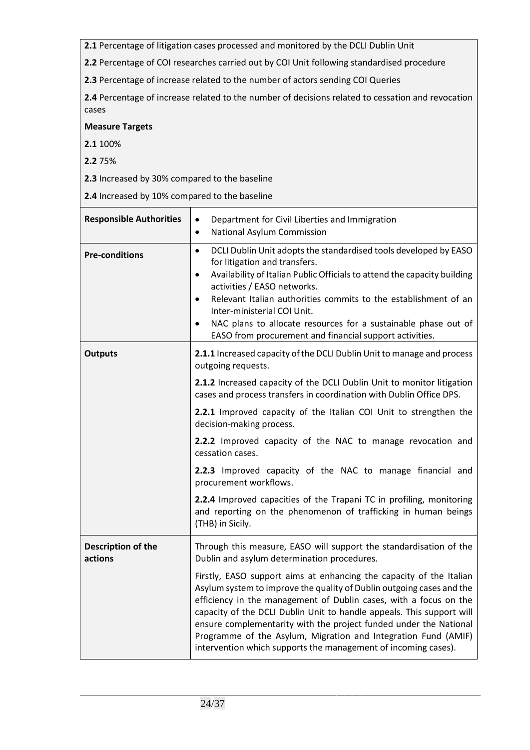**2.1** Percentage of litigation cases processed and monitored by the DCLI Dublin Unit

**2.2** Percentage of COI researches carried out by COI Unit following standardised procedure

**2.3** Percentage of increase related to the number of actors sending COI Queries

**2.4** Percentage of increase related to the number of decisions related to cessation and revocation cases

**Measure Targets**

**2.1** 100%

**2.2** 75%

**2.3** Increased by 30% compared to the baseline

**2.4** Increased by 10% compared to the baseline

| | |
|---|---|
| **Responsible Authorities** | • Department for Civil Liberties and Immigration<br>• National Asylum Commission |
| **Pre-conditions** | • DCLI Dublin Unit adopts the standardised tools developed by EASO for litigation and transfers.<br>• Availability of Italian Public Officials to attend the capacity building activities / EASO networks.<br>• Relevant Italian authorities commits to the establishment of an Inter-ministerial COI Unit.<br>• NAC plans to allocate resources for a sustainable phase out of EASO from procurement and financial support activities. |
| **Outputs** | **2.1.1** Increased capacity of the DCLI Dublin Unit to manage and process outgoing requests.<br><br>**2.1.2** Increased capacity of the DCLI Dublin Unit to monitor litigation cases and process transfers in coordination with Dublin Office DPS.<br><br>**2.2.1** Improved capacity of the Italian COI Unit to strengthen the decision-making process.<br><br>**2.2.2** Improved capacity of the NAC to manage revocation and cessation cases.<br><br>**2.2.3** Improved capacity of the NAC to manage financial and procurement workflows.<br><br>**2.2.4** Improved capacities of the Trapani TC in profiling, monitoring and reporting on the phenomenon of trafficking in human beings (THB) in Sicily. |
| **Description of the actions** | Through this measure, EASO will support the standardisation of the Dublin and asylum determination procedures.<br><br>Firstly, EASO support aims at enhancing the capacity of the Italian Asylum system to improve the quality of Dublin outgoing cases and the efficiency in the management of Dublin cases, with a focus on the capacity of the DCLI Dublin Unit to handle appeals. This support will ensure complementarity with the project funded under the National Programme of the Asylum, Migration and Integration Fund (AMIF) intervention which supports the management of incoming cases). |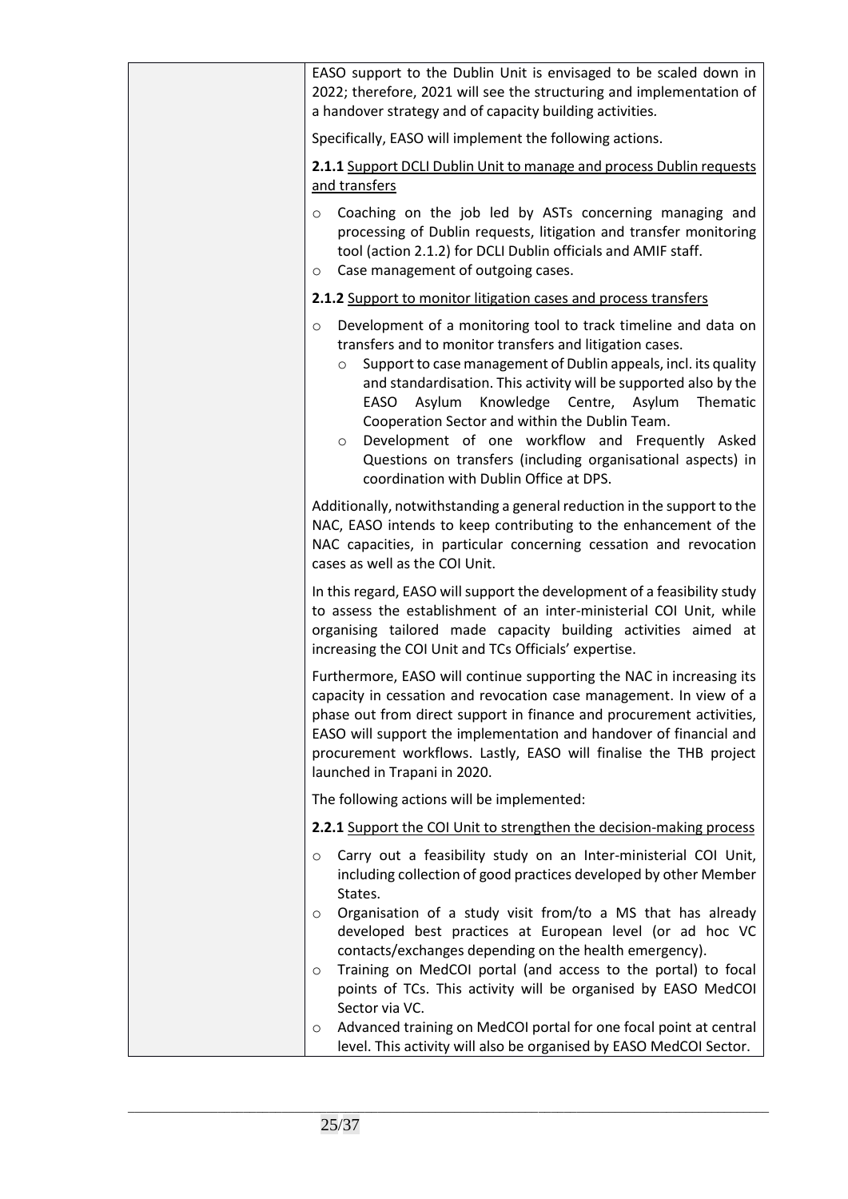| | EASO support to the Dublin Unit is envisaged to be scaled down in 2022; therefore, 2021 will see the structuring and implementation of a handover strategy and of capacity building activities.<br><br>Specifically, EASO will implement the following actions.<br><br>**2.1.1** <u>Support DCLI Dublin Unit to manage and process Dublin requests and transfers</u><br><br>o Coaching on the job led by ASTs concerning managing and processing of Dublin requests, litigation and transfer monitoring tool (action 2.1.2) for DCLI Dublin officials and AMIF staff.<br>o Case management of outgoing cases.<br><br>**2.1.2** <u>Support to monitor litigation cases and process transfers</u><br><br>o Development of a monitoring tool to track timeline and data on transfers and to monitor transfers and litigation cases.<br>&nbsp;&nbsp;&nbsp;&nbsp;o Support to case management of Dublin appeals, incl. its quality and standardisation. This activity will be supported also by the EASO Asylum Knowledge Centre, Asylum Thematic Cooperation Sector and within the Dublin Team.<br>&nbsp;&nbsp;&nbsp;&nbsp;o Development of one workflow and Frequently Asked Questions on transfers (including organisational aspects) in coordination with Dublin Office at DPS.<br><br>Additionally, notwithstanding a general reduction in the support to the NAC, EASO intends to keep contributing to the enhancement of the NAC capacities, in particular concerning cessation and revocation cases as well as the COI Unit.<br><br>In this regard, EASO will support the development of a feasibility study to assess the establishment of an inter-ministerial COI Unit, while organising tailored made capacity building activities aimed at increasing the COI Unit and TCs Officials' expertise.<br><br>Furthermore, EASO will continue supporting the NAC in increasing its capacity in cessation and revocation case management. In view of a phase out from direct support in finance and procurement activities, EASO will support the implementation and handover of financial and procurement workflows. Lastly, EASO will finalise the THB project launched in Trapani in 2020.<br><br>The following actions will be implemented:<br><br>**2.2.1** <u>Support the COI Unit to strengthen the decision-making process</u><br><br>o Carry out a feasibility study on an Inter-ministerial COI Unit, including collection of good practices developed by other Member States.<br>o Organisation of a study visit from/to a MS that has already developed best practices at European level (or ad hoc VC contacts/exchanges depending on the health emergency).<br>o Training on MedCOI portal (and access to the portal) to focal points of TCs. This activity will be organised by EASO MedCOI Sector via VC.<br>o Advanced training on MedCOI portal for one focal point at central level. This activity will also be organised by EASO MedCOI Sector. |
|---|---|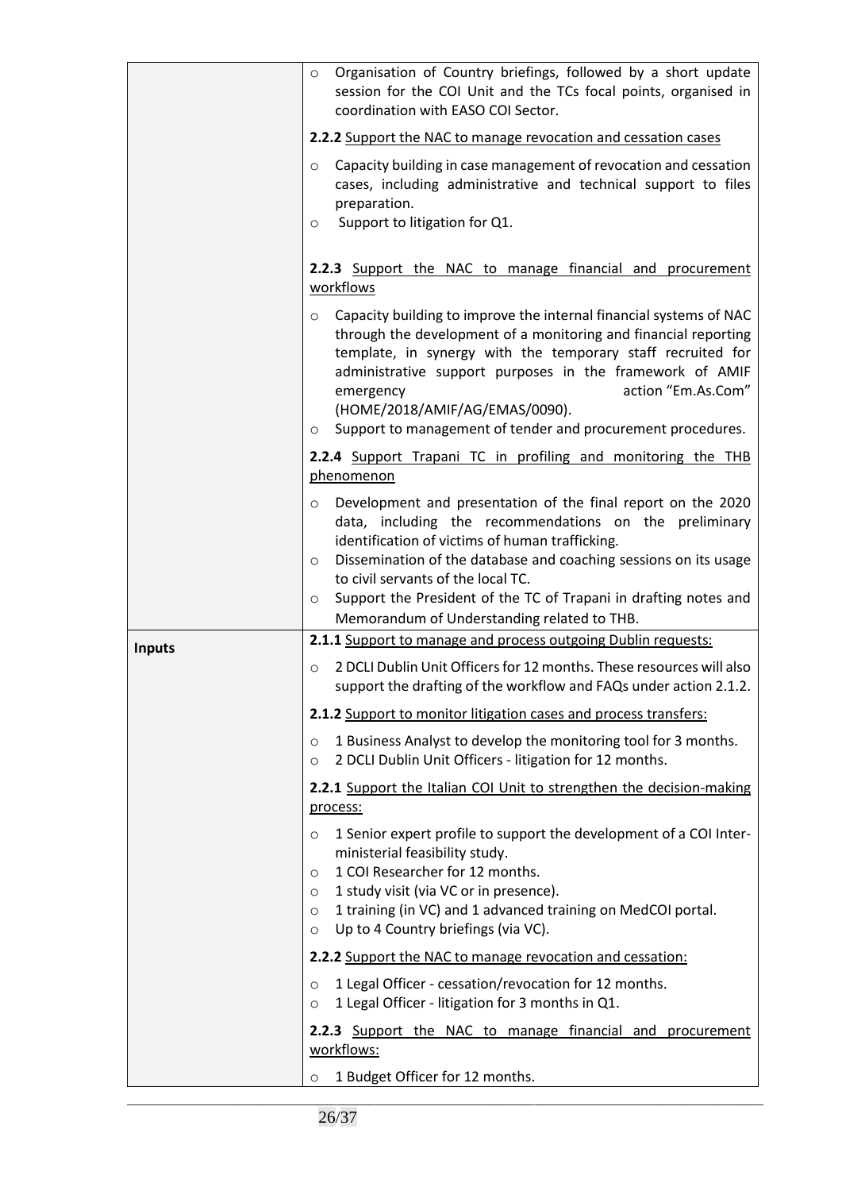| | |
|---|---|
| | ○ Organisation of Country briefings, followed by a short update session for the COI Unit and the TCs focal points, organised in coordination with EASO COI Sector.<br><br>**2.2.2** <u>Support the NAC to manage revocation and cessation cases</u><br><br>○ Capacity building in case management of revocation and cessation cases, including administrative and technical support to files preparation.<br>○ Support to litigation for Q1.<br><br>**2.2.3** <u>Support the NAC to manage financial and procurement workflows</u><br><br>○ Capacity building to improve the internal financial systems of NAC through the development of a monitoring and financial reporting template, in synergy with the temporary staff recruited for administrative support purposes in the framework of AMIF emergency action "Em.As.Com" (HOME/2018/AMIF/AG/EMAS/0090).<br>○ Support to management of tender and procurement procedures.<br><br>**2.2.4** <u>Support Trapani TC in profiling and monitoring the THB phenomenon</u><br><br>○ Development and presentation of the final report on the 2020 data, including the recommendations on the preliminary identification of victims of human trafficking.<br>○ Dissemination of the database and coaching sessions on its usage to civil servants of the local TC.<br>○ Support the President of the TC of Trapani in drafting notes and Memorandum of Understanding related to THB. |
| **Inputs** | **2.1.1** <u>Support to manage and process outgoing Dublin requests:</u><br><br>○ 2 DCLI Dublin Unit Officers for 12 months. These resources will also support the drafting of the workflow and FAQs under action 2.1.2.<br><br>**2.1.2** <u>Support to monitor litigation cases and process transfers:</u><br><br>○ 1 Business Analyst to develop the monitoring tool for 3 months.<br>○ 2 DCLI Dublin Unit Officers - litigation for 12 months.<br><br>**2.2.1** <u>Support the Italian COI Unit to strengthen the decision-making process:</u><br><br>○ 1 Senior expert profile to support the development of a COI Inter-ministerial feasibility study.<br>○ 1 COI Researcher for 12 months.<br>○ 1 study visit (via VC or in presence).<br>○ 1 training (in VC) and 1 advanced training on MedCOI portal.<br>○ Up to 4 Country briefings (via VC).<br><br>**2.2.2** <u>Support the NAC to manage revocation and cessation:</u><br><br>○ 1 Legal Officer - cessation/revocation for 12 months.<br>○ 1 Legal Officer - litigation for 3 months in Q1.<br><br>**2.2.3** <u>Support the NAC to manage financial and procurement workflows:</u><br><br>○ 1 Budget Officer for 12 months. |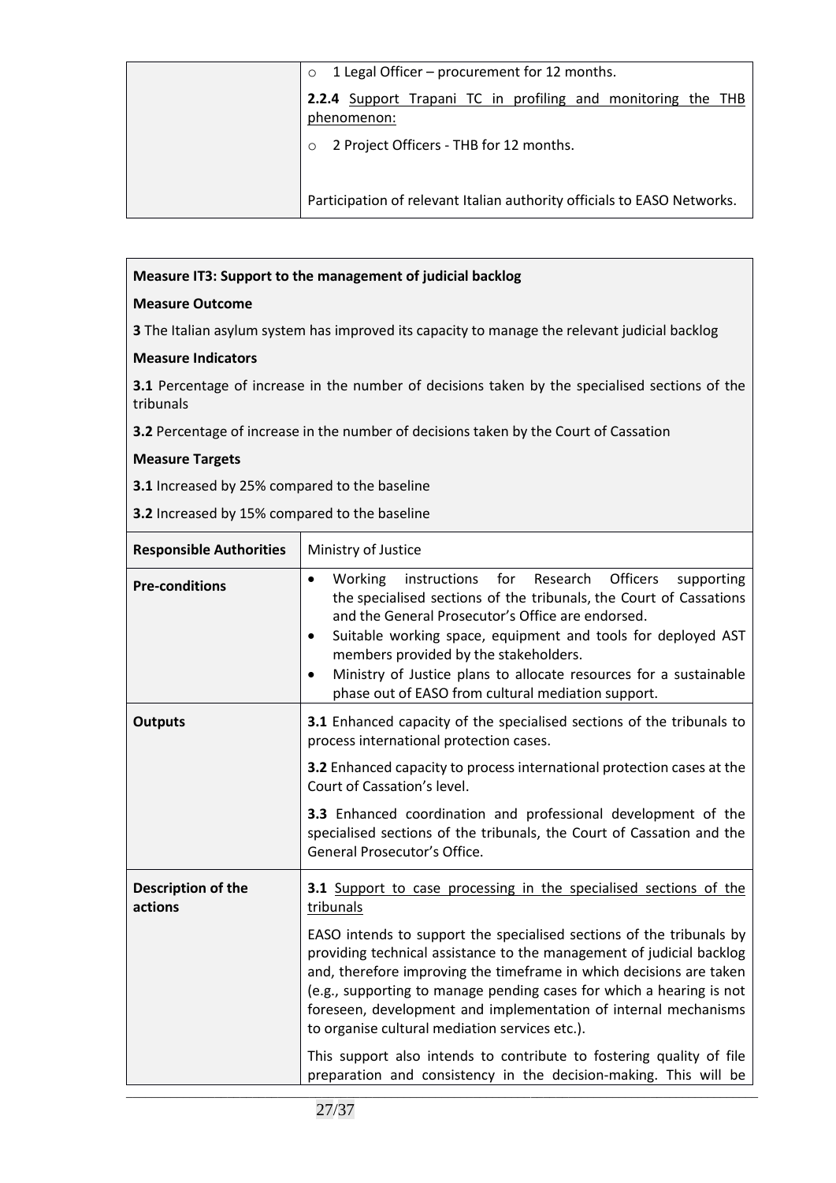| | ○ 1 Legal Officer – procurement for 12 months.<br><br>**2.2.4** Support Trapani TC in profiling and monitoring the THB phenomenon:<br><br>○ 2 Project Officers - THB for 12 months.<br><br>Participation of relevant Italian authority officials to EASO Networks. |
|---|---|

**Measure IT3: Support to the management of judicial backlog**

**Measure Outcome**

**3** The Italian asylum system has improved its capacity to manage the relevant judicial backlog

**Measure Indicators**

**3.1** Percentage of increase in the number of decisions taken by the specialised sections of the tribunals

**3.2** Percentage of increase in the number of decisions taken by the Court of Cassation

**Measure Targets**

**3.1** Increased by 25% compared to the baseline

**3.2** Increased by 15% compared to the baseline

| **Responsible Authorities** | Ministry of Justice |
|---|---|
| **Pre-conditions** | • Working instructions for Research Officers supporting the specialised sections of the tribunals, the Court of Cassations and the General Prosecutor's Office are endorsed.<br>• Suitable working space, equipment and tools for deployed AST members provided by the stakeholders.<br>• Ministry of Justice plans to allocate resources for a sustainable phase out of EASO from cultural mediation support. |
| **Outputs** | **3.1** Enhanced capacity of the specialised sections of the tribunals to process international protection cases.<br><br>**3.2** Enhanced capacity to process international protection cases at the Court of Cassation's level.<br><br>**3.3** Enhanced coordination and professional development of the specialised sections of the tribunals, the Court of Cassation and the General Prosecutor's Office. |
| **Description of the actions** | **3.1** Support to case processing in the specialised sections of the tribunals<br><br>EASO intends to support the specialised sections of the tribunals by providing technical assistance to the management of judicial backlog and, therefore improving the timeframe in which decisions are taken (e.g., supporting to manage pending cases for which a hearing is not foreseen, development and implementation of internal mechanisms to organise cultural mediation services etc.).<br><br>This support also intends to contribute to fostering quality of file preparation and consistency in the decision-making. This will be |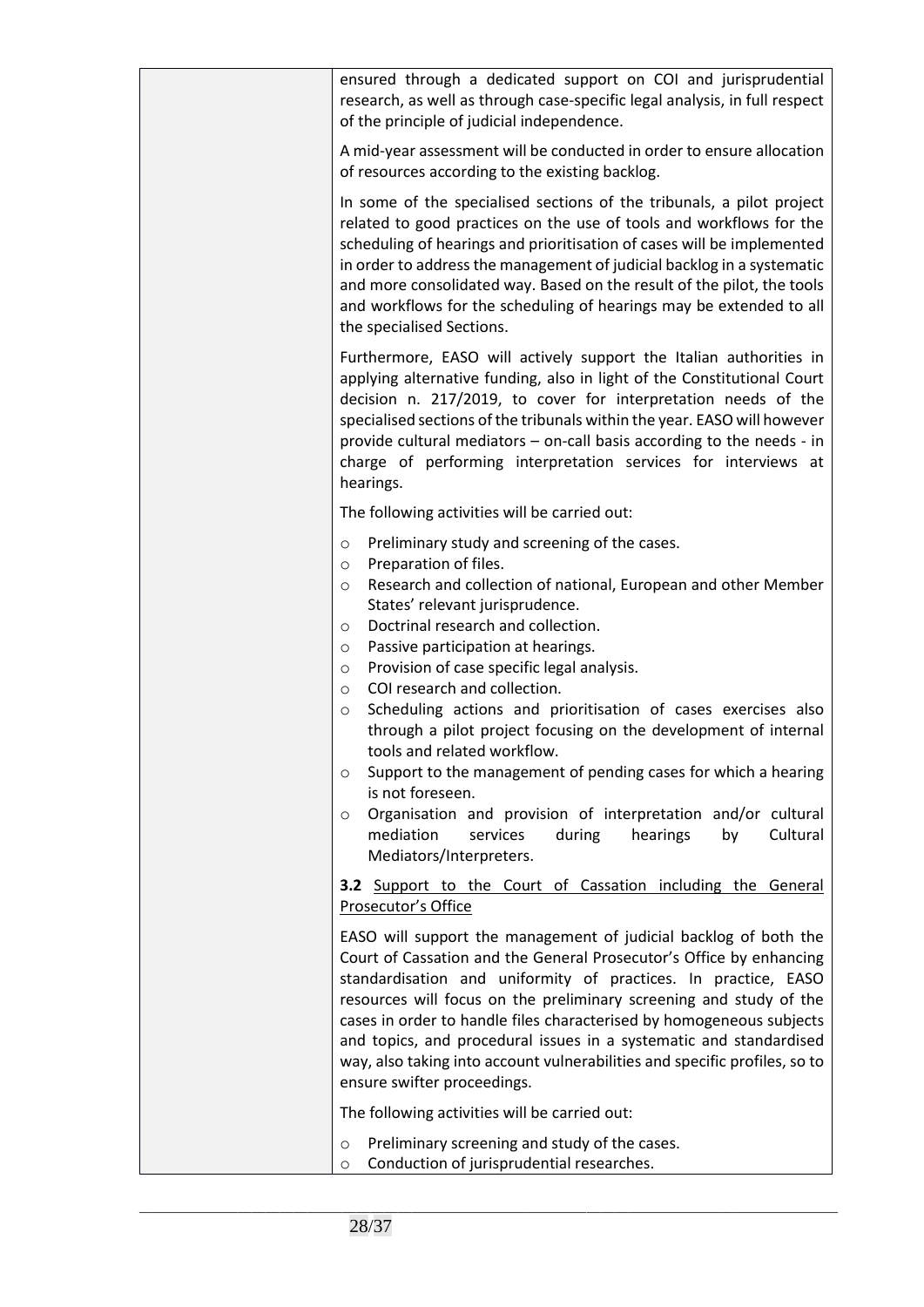| | ensured through a dedicated support on COI and jurisprudential research, as well as through case-specific legal analysis, in full respect of the principle of judicial independence.<br><br>A mid-year assessment will be conducted in order to ensure allocation of resources according to the existing backlog.<br><br>In some of the specialised sections of the tribunals, a pilot project related to good practices on the use of tools and workflows for the scheduling of hearings and prioritisation of cases will be implemented in order to address the management of judicial backlog in a systematic and more consolidated way. Based on the result of the pilot, the tools and workflows for the scheduling of hearings may be extended to all the specialised Sections.<br><br>Furthermore, EASO will actively support the Italian authorities in applying alternative funding, also in light of the Constitutional Court decision n. 217/2019, to cover for interpretation needs of the specialised sections of the tribunals within the year. EASO will however provide cultural mediators – on-call basis according to the needs - in charge of performing interpretation services for interviews at hearings.<br><br>The following activities will be carried out:<br><br>o Preliminary study and screening of the cases.<br>o Preparation of files.<br>o Research and collection of national, European and other Member States' relevant jurisprudence.<br>o Doctrinal research and collection.<br>o Passive participation at hearings.<br>o Provision of case specific legal analysis.<br>o COI research and collection.<br>o Scheduling actions and prioritisation of cases exercises also through a pilot project focusing on the development of internal tools and related workflow.<br>o Support to the management of pending cases for which a hearing is not foreseen.<br>o Organisation and provision of interpretation and/or cultural mediation services during hearings by Cultural Mediators/Interpreters.<br><br>**3.2** Support to the Court of Cassation including the General Prosecutor's Office<br><br>EASO will support the management of judicial backlog of both the Court of Cassation and the General Prosecutor's Office by enhancing standardisation and uniformity of practices. In practice, EASO resources will focus on the preliminary screening and study of the cases in order to handle files characterised by homogeneous subjects and topics, and procedural issues in a systematic and standardised way, also taking into account vulnerabilities and specific profiles, so to ensure swifter proceedings.<br><br>The following activities will be carried out:<br><br>o Preliminary screening and study of the cases.<br>o Conduction of jurisprudential researches. |
|---|---|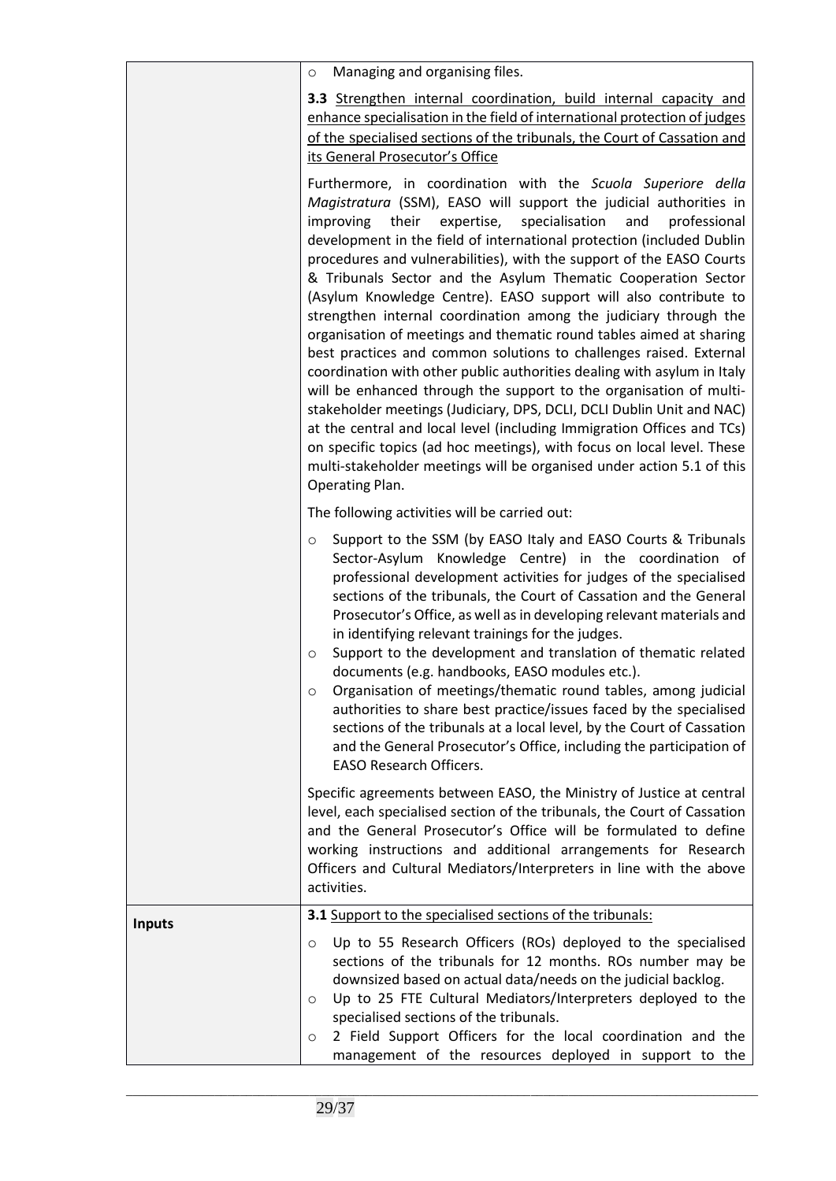| | |
|---|---|
| | ○ Managing and organising files.<br><br>**3.3** Strengthen internal coordination, build internal capacity and enhance specialisation in the field of international protection of judges of the specialised sections of the tribunals, the Court of Cassation and its General Prosecutor's Office<br><br>Furthermore, in coordination with the *Scuola Superiore della Magistratura* (SSM), EASO will support the judicial authorities in improving their expertise, specialisation and professional development in the field of international protection (included Dublin procedures and vulnerabilities), with the support of the EASO Courts & Tribunals Sector and the Asylum Thematic Cooperation Sector (Asylum Knowledge Centre). EASO support will also contribute to strengthen internal coordination among the judiciary through the organisation of meetings and thematic round tables aimed at sharing best practices and common solutions to challenges raised. External coordination with other public authorities dealing with asylum in Italy will be enhanced through the support to the organisation of multi-stakeholder meetings (Judiciary, DPS, DCLI, DCLI Dublin Unit and NAC) at the central and local level (including Immigration Offices and TCs) on specific topics (ad hoc meetings), with focus on local level. These multi-stakeholder meetings will be organised under action 5.1 of this Operating Plan.<br><br>The following activities will be carried out:<br><br>○ Support to the SSM (by EASO Italy and EASO Courts & Tribunals Sector-Asylum Knowledge Centre) in the coordination of professional development activities for judges of the specialised sections of the tribunals, the Court of Cassation and the General Prosecutor's Office, as well as in developing relevant materials and in identifying relevant trainings for the judges.<br>○ Support to the development and translation of thematic related documents (e.g. handbooks, EASO modules etc.).<br>○ Organisation of meetings/thematic round tables, among judicial authorities to share best practice/issues faced by the specialised sections of the tribunals at a local level, by the Court of Cassation and the General Prosecutor's Office, including the participation of EASO Research Officers.<br><br>Specific agreements between EASO, the Ministry of Justice at central level, each specialised section of the tribunals, the Court of Cassation and the General Prosecutor's Office will be formulated to define working instructions and additional arrangements for Research Officers and Cultural Mediators/Interpreters in line with the above activities. |
| **Inputs** | **3.1** Support to the specialised sections of the tribunals:<br><br>○ Up to 55 Research Officers (ROs) deployed to the specialised sections of the tribunals for 12 months. ROs number may be downsized based on actual data/needs on the judicial backlog.<br>○ Up to 25 FTE Cultural Mediators/Interpreters deployed to the specialised sections of the tribunals.<br>○ 2 Field Support Officers for the local coordination and the management of the resources deployed in support to the |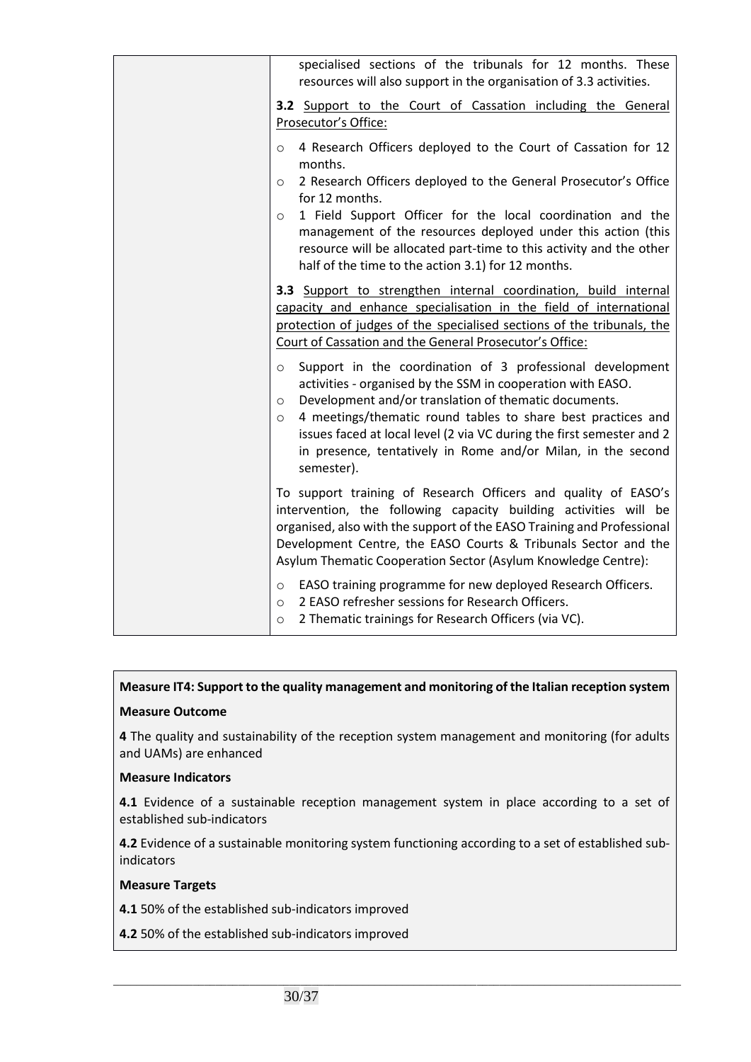| | specialised sections of the tribunals for 12 months. These resources will also support in the organisation of 3.3 activities.<br><br>**3.2** <u>Support to the Court of Cassation including the General Prosecutor's Office:</u><br><br>○ 4 Research Officers deployed to the Court of Cassation for 12 months.<br>○ 2 Research Officers deployed to the General Prosecutor's Office for 12 months.<br>○ 1 Field Support Officer for the local coordination and the management of the resources deployed under this action (this resource will be allocated part-time to this activity and the other half of the time to the action 3.1) for 12 months.<br><br>**3.3** <u>Support to strengthen internal coordination, build internal capacity and enhance specialisation in the field of international protection of judges of the specialised sections of the tribunals, the Court of Cassation and the General Prosecutor's Office:</u><br><br>○ Support in the coordination of 3 professional development activities - organised by the SSM in cooperation with EASO.<br>○ Development and/or translation of thematic documents.<br>○ 4 meetings/thematic round tables to share best practices and issues faced at local level (2 via VC during the first semester and 2 in presence, tentatively in Rome and/or Milan, in the second semester).<br><br>To support training of Research Officers and quality of EASO's intervention, the following capacity building activities will be organised, also with the support of the EASO Training and Professional Development Centre, the EASO Courts & Tribunals Sector and the Asylum Thematic Cooperation Sector (Asylum Knowledge Centre):<br><br>○ EASO training programme for new deployed Research Officers.<br>○ 2 EASO refresher sessions for Research Officers.<br>○ 2 Thematic trainings for Research Officers (via VC). |
|---|---|

**Measure IT4: Support to the quality management and monitoring of the Italian reception system**

**Measure Outcome**

**4** The quality and sustainability of the reception system management and monitoring (for adults and UAMs) are enhanced

**Measure Indicators**

**4.1** Evidence of a sustainable reception management system in place according to a set of established sub-indicators

**4.2** Evidence of a sustainable monitoring system functioning according to a set of established sub-indicators

**Measure Targets**

**4.1** 50% of the established sub-indicators improved

**4.2** 50% of the established sub-indicators improved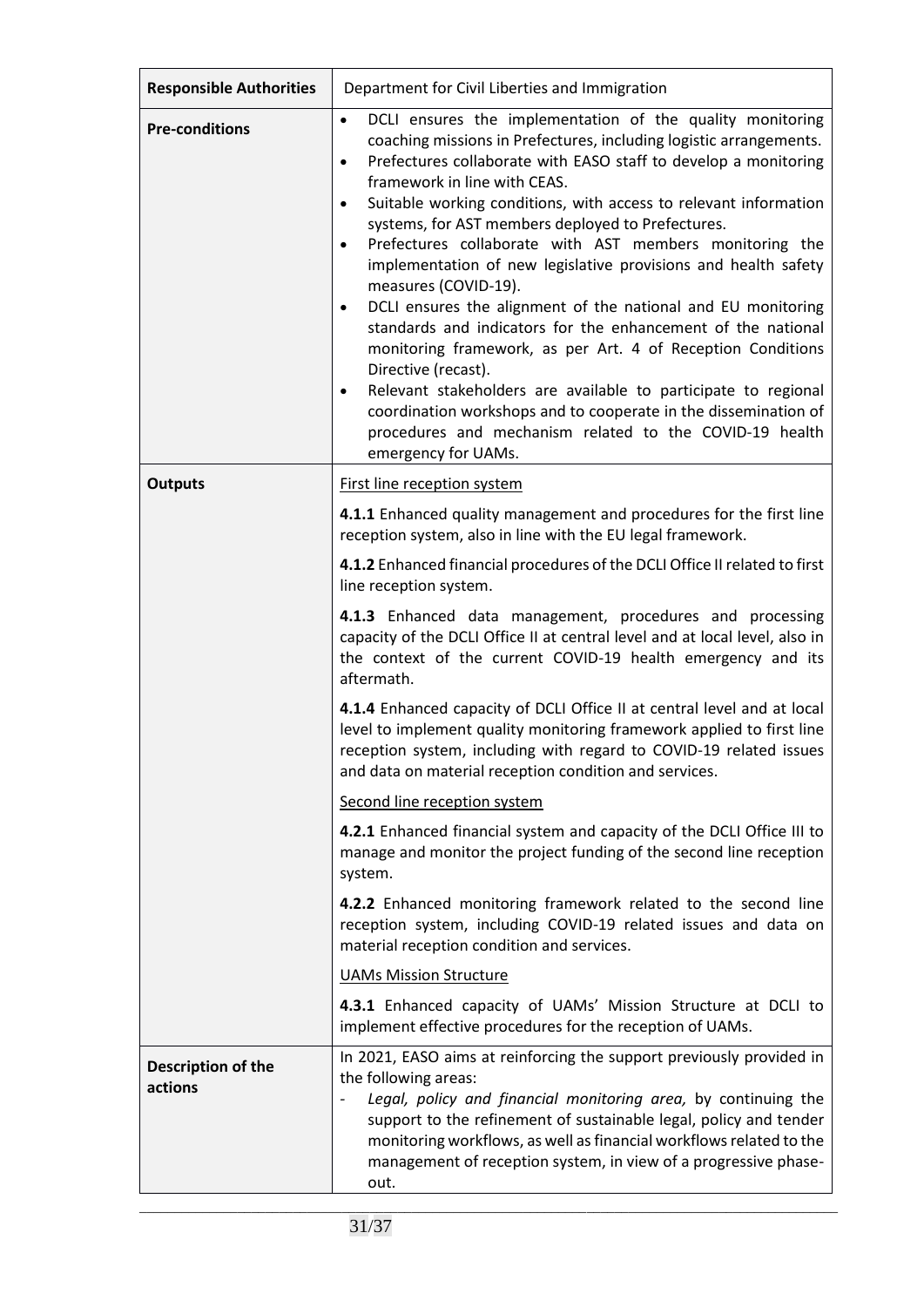| Responsible Authorities | Department for Civil Liberties and Immigration |
|---|---|
| **Pre-conditions** | • DCLI ensures the implementation of the quality monitoring coaching missions in Prefectures, including logistic arrangements.<br>• Prefectures collaborate with EASO staff to develop a monitoring framework in line with CEAS.<br>• Suitable working conditions, with access to relevant information systems, for AST members deployed to Prefectures.<br>• Prefectures collaborate with AST members monitoring the implementation of new legislative provisions and health safety measures (COVID-19).<br>• DCLI ensures the alignment of the national and EU monitoring standards and indicators for the enhancement of the national monitoring framework, as per Art. 4 of Reception Conditions Directive (recast).<br>• Relevant stakeholders are available to participate to regional coordination workshops and to cooperate in the dissemination of procedures and mechanism related to the COVID-19 health emergency for UAMs. |
| **Outputs** | <u>First line reception system</u><br><br>**4.1.1** Enhanced quality management and procedures for the first line reception system, also in line with the EU legal framework.<br><br>**4.1.2** Enhanced financial procedures of the DCLI Office II related to first line reception system.<br><br>**4.1.3** Enhanced data management, procedures and processing capacity of the DCLI Office II at central level and at local level, also in the context of the current COVID-19 health emergency and its aftermath.<br><br>**4.1.4** Enhanced capacity of DCLI Office II at central level and at local level to implement quality monitoring framework applied to first line reception system, including with regard to COVID-19 related issues and data on material reception condition and services.<br><br><u>Second line reception system</u><br><br>**4.2.1** Enhanced financial system and capacity of the DCLI Office III to manage and monitor the project funding of the second line reception system.<br><br>**4.2.2** Enhanced monitoring framework related to the second line reception system, including COVID-19 related issues and data on material reception condition and services.<br><br><u>UAMs Mission Structure</u><br><br>**4.3.1** Enhanced capacity of UAMs' Mission Structure at DCLI to implement effective procedures for the reception of UAMs. |
| **Description of the actions** | In 2021, EASO aims at reinforcing the support previously provided in the following areas:<br>- *Legal, policy and financial monitoring area,* by continuing the support to the refinement of sustainable legal, policy and tender monitoring workflows, as well as financial workflows related to the management of reception system, in view of a progressive phase-out. |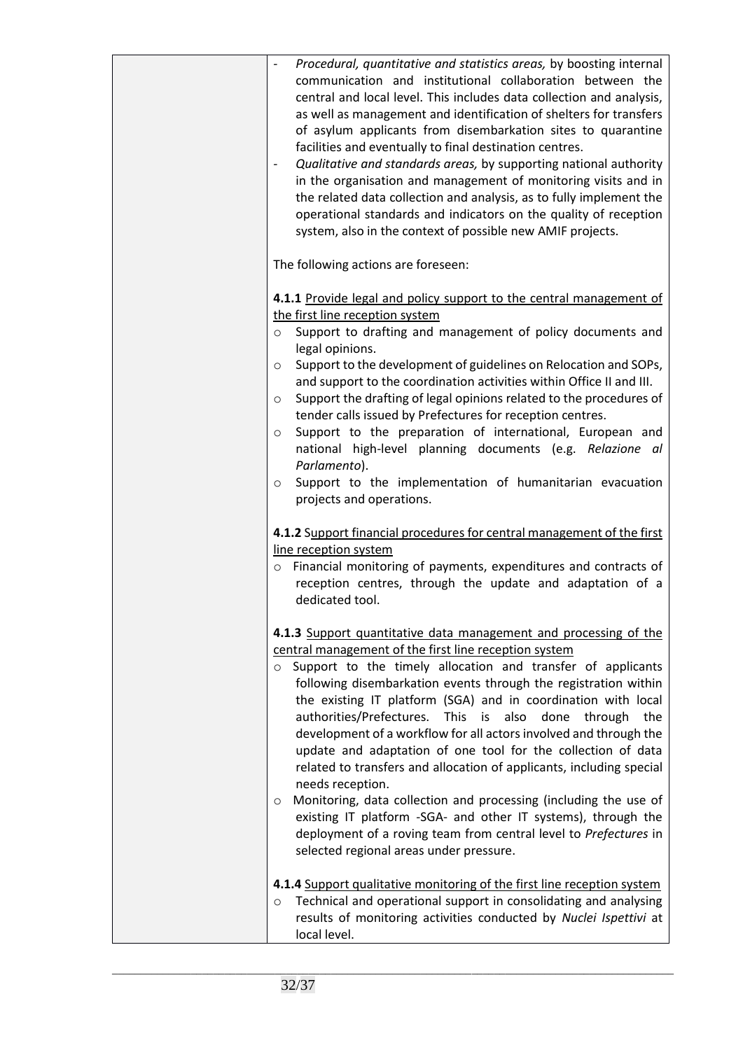| | - *Procedural, quantitative and statistics areas,* by boosting internal communication and institutional collaboration between the central and local level. This includes data collection and analysis, as well as management and identification of shelters for transfers of asylum applicants from disembarkation sites to quarantine facilities and eventually to final destination centres.<br>- *Qualitative and standards areas,* by supporting national authority in the organisation and management of monitoring visits and in the related data collection and analysis, as to fully implement the operational standards and indicators on the quality of reception system, also in the context of possible new AMIF projects.<br><br>The following actions are foreseen:<br><br>**4.1.1** <u>Provide legal and policy support to the central management of the first line reception system</u><br>○ Support to drafting and management of policy documents and legal opinions.<br>○ Support to the development of guidelines on Relocation and SOPs, and support to the coordination activities within Office II and III.<br>○ Support the drafting of legal opinions related to the procedures of tender calls issued by Prefectures for reception centres.<br>○ Support to the preparation of international, European and national high-level planning documents (e.g. *Relazione al Parlamento*).<br>○ Support to the implementation of humanitarian evacuation projects and operations.<br><br>**4.1.2** <u>Support financial procedures for central management of the first line reception system</u><br>○ Financial monitoring of payments, expenditures and contracts of reception centres, through the update and adaptation of a dedicated tool.<br><br>**4.1.3** <u>Support quantitative data management and processing of the central management of the first line reception system</u><br>○ Support to the timely allocation and transfer of applicants following disembarkation events through the registration within the existing IT platform (SGA) and in coordination with local authorities/Prefectures. This is also done through the development of a workflow for all actors involved and through the update and adaptation of one tool for the collection of data related to transfers and allocation of applicants, including special needs reception.<br>○ Monitoring, data collection and processing (including the use of existing IT platform -SGA- and other IT systems), through the deployment of a roving team from central level to *Prefectures* in selected regional areas under pressure.<br><br>**4.1.4** <u>Support qualitative monitoring of the first line reception system</u><br>○ Technical and operational support in consolidating and analysing results of monitoring activities conducted by *Nuclei Ispettivi* at local level. |
|---|---|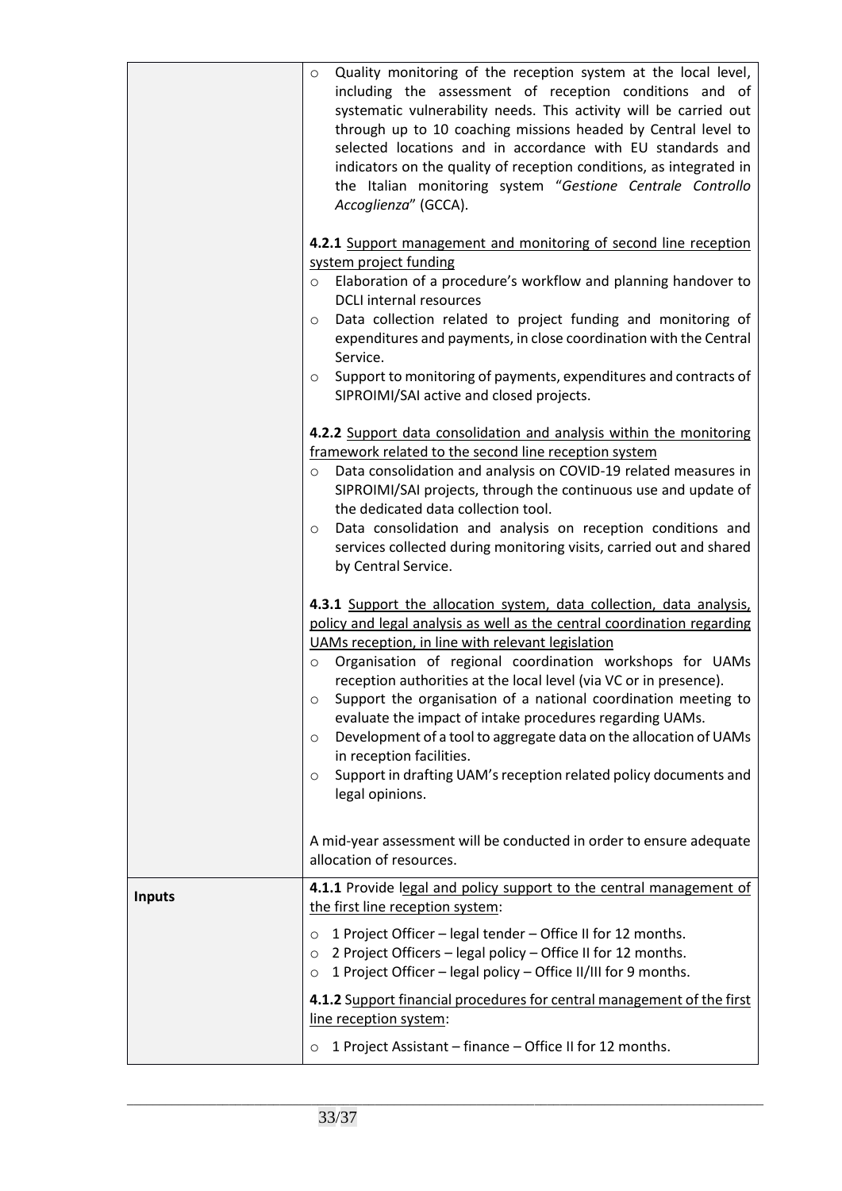| | |
|---|---|
| | ○ Quality monitoring of the reception system at the local level, including the assessment of reception conditions and of systematic vulnerability needs. This activity will be carried out through up to 10 coaching missions headed by Central level to selected locations and in accordance with EU standards and indicators on the quality of reception conditions, as integrated in the Italian monitoring system "*Gestione Centrale Controllo Accoglienza*" (GCCA).<br><br>**4.2.1** Support management and monitoring of second line reception system project funding<br>○ Elaboration of a procedure's workflow and planning handover to DCLI internal resources<br>○ Data collection related to project funding and monitoring of expenditures and payments, in close coordination with the Central Service.<br>○ Support to monitoring of payments, expenditures and contracts of SIPROIMI/SAI active and closed projects.<br><br>**4.2.2** Support data consolidation and analysis within the monitoring framework related to the second line reception system<br>○ Data consolidation and analysis on COVID-19 related measures in SIPROIMI/SAI projects, through the continuous use and update of the dedicated data collection tool.<br>○ Data consolidation and analysis on reception conditions and services collected during monitoring visits, carried out and shared by Central Service.<br><br>**4.3.1** Support the allocation system, data collection, data analysis, policy and legal analysis as well as the central coordination regarding UAMs reception, in line with relevant legislation<br>○ Organisation of regional coordination workshops for UAMs reception authorities at the local level (via VC or in presence).<br>○ Support the organisation of a national coordination meeting to evaluate the impact of intake procedures regarding UAMs.<br>○ Development of a tool to aggregate data on the allocation of UAMs in reception facilities.<br>○ Support in drafting UAM's reception related policy documents and legal opinions.<br><br>A mid-year assessment will be conducted in order to ensure adequate allocation of resources. |
| **Inputs** | **4.1.1** Provide legal and policy support to the central management of the first line reception system:<br>○ 1 Project Officer – legal tender – Office II for 12 months.<br>○ 2 Project Officers – legal policy – Office II for 12 months.<br>○ 1 Project Officer – legal policy – Office II/III for 9 months.<br><br>**4.1.2** Support financial procedures for central management of the first line reception system:<br>○ 1 Project Assistant – finance – Office II for 12 months. |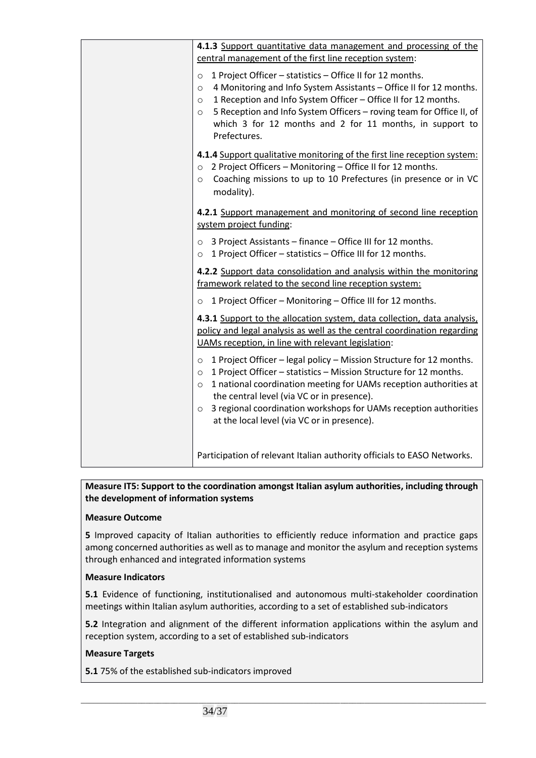|  | **4.1.3** Support quantitative data management and processing of the central management of the first line reception system:<br>○ 1 Project Officer – statistics – Office II for 12 months.<br>○ 4 Monitoring and Info System Assistants – Office II for 12 months.<br>○ 1 Reception and Info System Officer – Office II for 12 months.<br>○ 5 Reception and Info System Officers – roving team for Office II, of which 3 for 12 months and 2 for 11 months, in support to Prefectures.<br><br>**4.1.4** Support qualitative monitoring of the first line reception system:<br>○ 2 Project Officers – Monitoring – Office II for 12 months.<br>○ Coaching missions to up to 10 Prefectures (in presence or in VC modality).<br><br>**4.2.1** Support management and monitoring of second line reception system project funding:<br>○ 3 Project Assistants – finance – Office III for 12 months.<br>○ 1 Project Officer – statistics – Office III for 12 months.<br><br>**4.2.2** Support data consolidation and analysis within the monitoring framework related to the second line reception system:<br>○ 1 Project Officer – Monitoring – Office III for 12 months.<br><br>**4.3.1** Support to the allocation system, data collection, data analysis, policy and legal analysis as well as the central coordination regarding UAMs reception, in line with relevant legislation:<br>○ 1 Project Officer – legal policy – Mission Structure for 12 months.<br>○ 1 Project Officer – statistics – Mission Structure for 12 months.<br>○ 1 national coordination meeting for UAMs reception authorities at the central level (via VC or in presence).<br>○ 3 regional coordination workshops for UAMs reception authorities at the local level (via VC or in presence).<br><br>Participation of relevant Italian authority officials to EASO Networks. |
|---|---|

**Measure IT5: Support to the coordination amongst Italian asylum authorities, including through the development of information systems**

**Measure Outcome**

**5** Improved capacity of Italian authorities to efficiently reduce information and practice gaps among concerned authorities as well as to manage and monitor the asylum and reception systems through enhanced and integrated information systems

**Measure Indicators**

**5.1** Evidence of functioning, institutionalised and autonomous multi-stakeholder coordination meetings within Italian asylum authorities, according to a set of established sub-indicators

**5.2** Integration and alignment of the different information applications within the asylum and reception system, according to a set of established sub-indicators

**Measure Targets**

**5.1** 75% of the established sub-indicators improved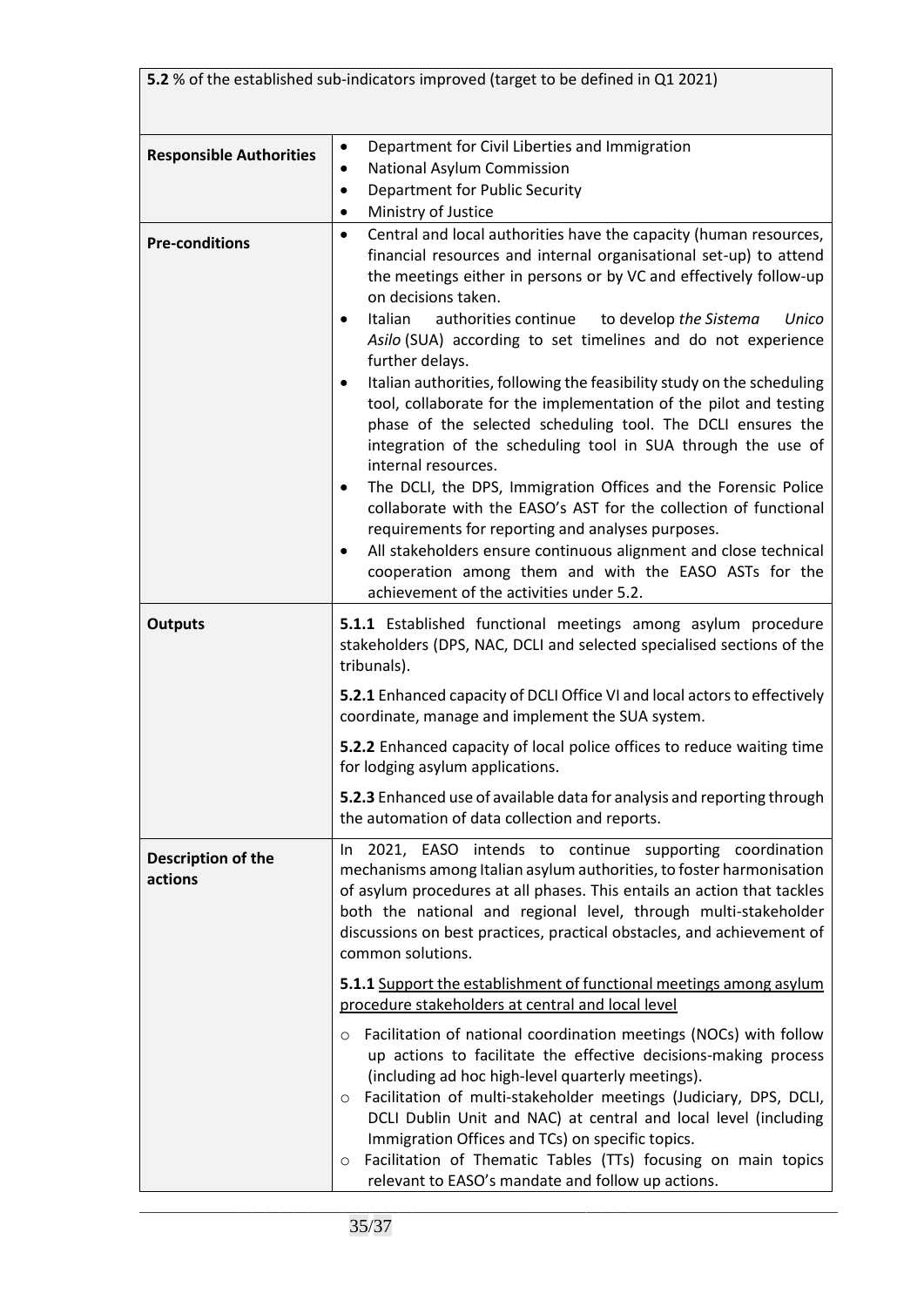| **5.2** % of the established sub-indicators improved (target to be defined in Q1 2021) | |
|---|---|
| **Responsible Authorities** | • Department for Civil Liberties and Immigration<br>• National Asylum Commission<br>• Department for Public Security<br>• Ministry of Justice |
| **Pre-conditions** | • Central and local authorities have the capacity (human resources, financial resources and internal organisational set-up) to attend the meetings either in persons or by VC and effectively follow-up on decisions taken.<br>• Italian authorities continue to develop *the Sistema Unico Asilo* (SUA) according to set timelines and do not experience further delays.<br>• Italian authorities, following the feasibility study on the scheduling tool, collaborate for the implementation of the pilot and testing phase of the selected scheduling tool. The DCLI ensures the integration of the scheduling tool in SUA through the use of internal resources.<br>• The DCLI, the DPS, Immigration Offices and the Forensic Police collaborate with the EASO's AST for the collection of functional requirements for reporting and analyses purposes.<br>• All stakeholders ensure continuous alignment and close technical cooperation among them and with the EASO ASTs for the achievement of the activities under 5.2. |
| **Outputs** | **5.1.1** Established functional meetings among asylum procedure stakeholders (DPS, NAC, DCLI and selected specialised sections of the tribunals).<br><br>**5.2.1** Enhanced capacity of DCLI Office VI and local actors to effectively coordinate, manage and implement the SUA system.<br><br>**5.2.2** Enhanced capacity of local police offices to reduce waiting time for lodging asylum applications.<br><br>**5.2.3** Enhanced use of available data for analysis and reporting through the automation of data collection and reports. |
| **Description of the actions** | In 2021, EASO intends to continue supporting coordination mechanisms among Italian asylum authorities, to foster harmonisation of asylum procedures at all phases. This entails an action that tackles both the national and regional level, through multi-stakeholder discussions on best practices, practical obstacles, and achievement of common solutions.<br><br><u>**5.1.1** Support the establishment of functional meetings among asylum procedure stakeholders at central and local level</u><br><br>○ Facilitation of national coordination meetings (NOCs) with follow up actions to facilitate the effective decisions-making process (including ad hoc high-level quarterly meetings).<br>○ Facilitation of multi-stakeholder meetings (Judiciary, DPS, DCLI, DCLI Dublin Unit and NAC) at central and local level (including Immigration Offices and TCs) on specific topics.<br>○ Facilitation of Thematic Tables (TTs) focusing on main topics relevant to EASO's mandate and follow up actions. |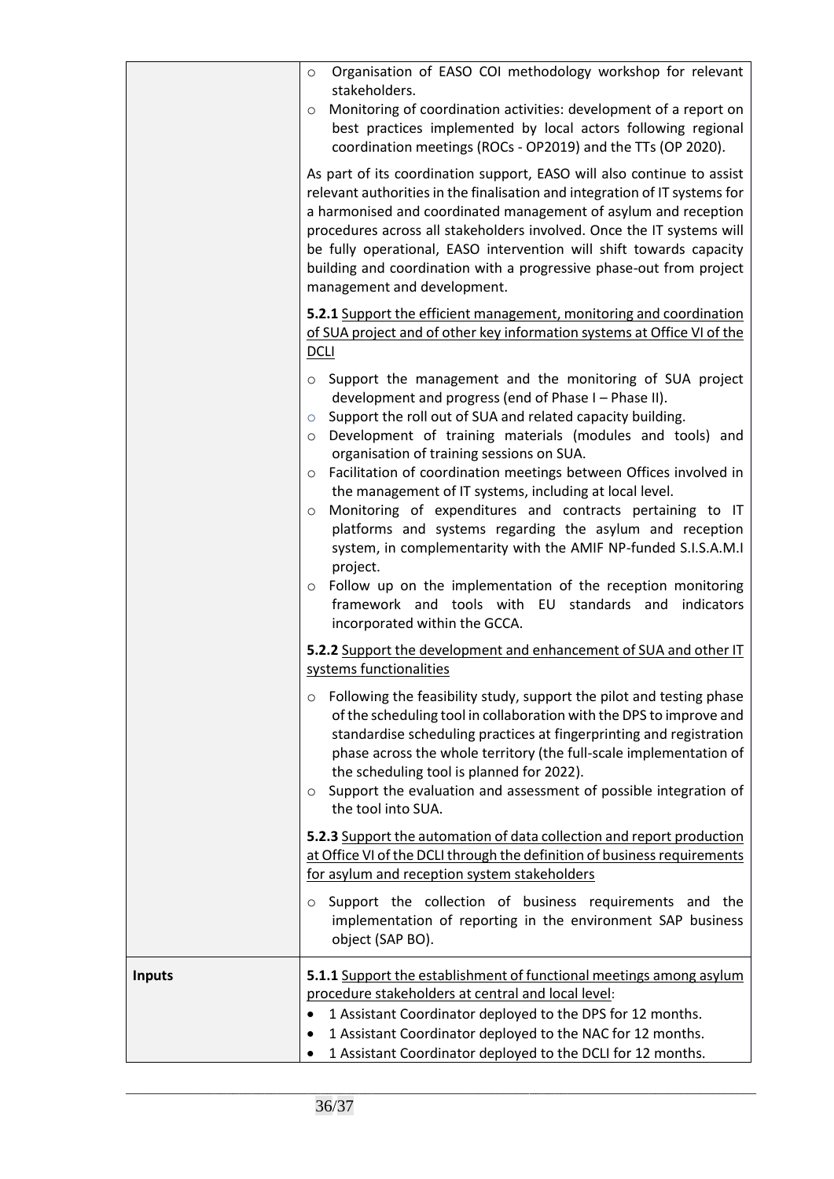| | |
|---|---|
| | ○ Organisation of EASO COI methodology workshop for relevant stakeholders.<br>○ Monitoring of coordination activities: development of a report on best practices implemented by local actors following regional coordination meetings (ROCs - OP2019) and the TTs (OP 2020).<br><br>As part of its coordination support, EASO will also continue to assist relevant authorities in the finalisation and integration of IT systems for a harmonised and coordinated management of asylum and reception procedures across all stakeholders involved. Once the IT systems will be fully operational, EASO intervention will shift towards capacity building and coordination with a progressive phase-out from project management and development.<br><br>**5.2.1** Support the efficient management, monitoring and coordination of SUA project and of other key information systems at Office VI of the DCLI<br><br>○ Support the management and the monitoring of SUA project development and progress (end of Phase I – Phase II).<br>○ Support the roll out of SUA and related capacity building.<br>○ Development of training materials (modules and tools) and organisation of training sessions on SUA.<br>○ Facilitation of coordination meetings between Offices involved in the management of IT systems, including at local level.<br>○ Monitoring of expenditures and contracts pertaining to IT platforms and systems regarding the asylum and reception system, in complementarity with the AMIF NP-funded S.I.S.A.M.I project.<br>○ Follow up on the implementation of the reception monitoring framework and tools with EU standards and indicators incorporated within the GCCA.<br><br>**5.2.2** Support the development and enhancement of SUA and other IT systems functionalities<br><br>○ Following the feasibility study, support the pilot and testing phase of the scheduling tool in collaboration with the DPS to improve and standardise scheduling practices at fingerprinting and registration phase across the whole territory (the full-scale implementation of the scheduling tool is planned for 2022).<br>○ Support the evaluation and assessment of possible integration of the tool into SUA.<br><br>**5.2.3** Support the automation of data collection and report production at Office VI of the DCLI through the definition of business requirements for asylum and reception system stakeholders<br><br>○ Support the collection of business requirements and the implementation of reporting in the environment SAP business object (SAP BO). |
| **Inputs** | **5.1.1** Support the establishment of functional meetings among asylum procedure stakeholders at central and local level:<br>• 1 Assistant Coordinator deployed to the DPS for 12 months.<br>• 1 Assistant Coordinator deployed to the NAC for 12 months.<br>• 1 Assistant Coordinator deployed to the DCLI for 12 months. |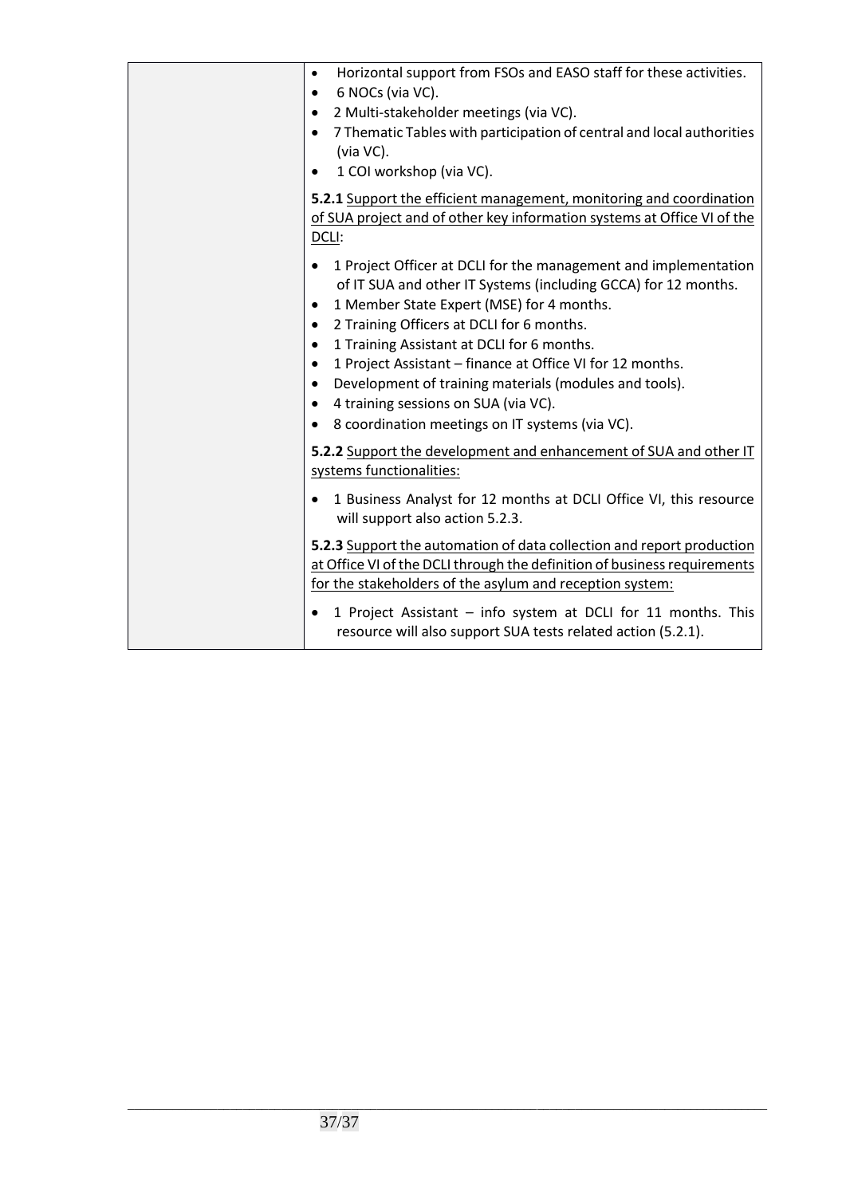| | |
|---|---|
| | • Horizontal support from FSOs and EASO staff for these activities.<br>• 6 NOCs (via VC).<br>• 2 Multi-stakeholder meetings (via VC).<br>• 7 Thematic Tables with participation of central and local authorities (via VC).<br>• 1 COI workshop (via VC).<br><br>**5.2.1** Support the efficient management, monitoring and coordination of SUA project and of other key information systems at Office VI of the DCLI:<br><br>• 1 Project Officer at DCLI for the management and implementation of IT SUA and other IT Systems (including GCCA) for 12 months.<br>• 1 Member State Expert (MSE) for 4 months.<br>• 2 Training Officers at DCLI for 6 months.<br>• 1 Training Assistant at DCLI for 6 months.<br>• 1 Project Assistant – finance at Office VI for 12 months.<br>• Development of training materials (modules and tools).<br>• 4 training sessions on SUA (via VC).<br>• 8 coordination meetings on IT systems (via VC).<br><br>**5.2.2** Support the development and enhancement of SUA and other IT systems functionalities:<br><br>• 1 Business Analyst for 12 months at DCLI Office VI, this resource will support also action 5.2.3.<br><br>**5.2.3** Support the automation of data collection and report production at Office VI of the DCLI through the definition of business requirements for the stakeholders of the asylum and reception system:<br><br>• 1 Project Assistant – info system at DCLI for 11 months. This resource will also support SUA tests related action (5.2.1). |